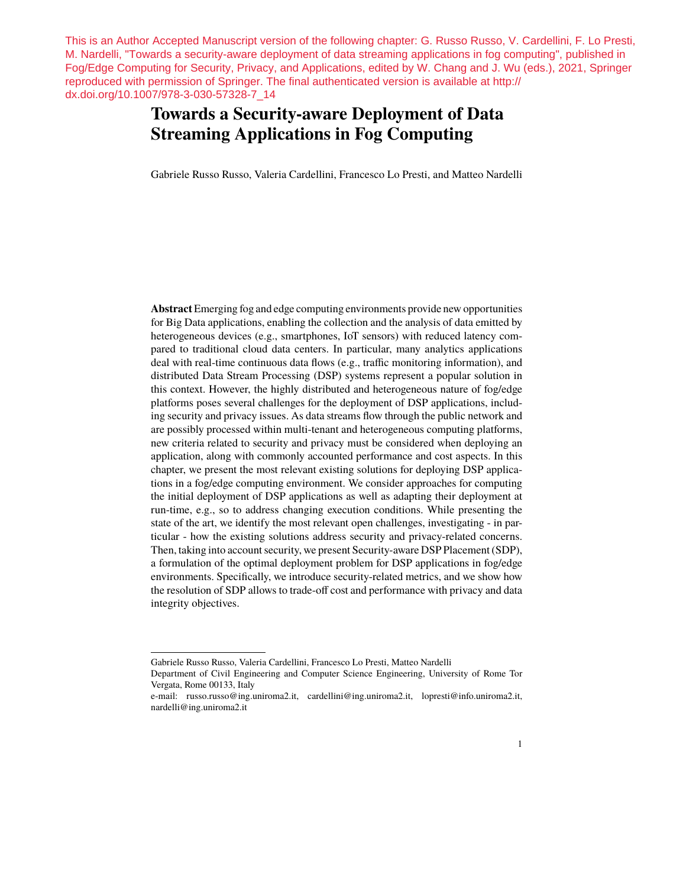This is an Author Accepted Manuscript version of the following chapter: G. Russo Russo, V. Cardellini, F. Lo Presti, M. Nardelli, "Towards a security-aware deployment of data streaming applications in fog computing", published in Fog/Edge Computing for Security, Privacy, and Applications, edited by W. Chang and J. Wu (eds.), 2021, Springer reproduced with permission of Springer. The final authenticated version is available at http://dx.doi.org/10.1007/978-3-030-57328-7_14

# Towards a Security-aware Deployment of Data Streaming Applications in Fog Computing

Gabriele Russo Russo, Valeria Cardellini, Francesco Lo Presti, and Matteo Nardelli

**Abstract** Emerging fog and edge computing environments provide new opportunities for Big Data applications, enabling the collection and the analysis of data emitted by heterogeneous devices (e.g., smartphones, IoT sensors) with reduced latency compared to traditional cloud data centers. In particular, many analytics applications deal with real-time continuous data flows (e.g., traffic monitoring information), and distributed Data Stream Processing (DSP) systems represent a popular solution in this context. However, the highly distributed and heterogeneous nature of fog/edge platforms poses several challenges for the deployment of DSP applications, including security and privacy issues. As data streams flow through the public network and are possibly processed within multi-tenant and heterogeneous computing platforms, new criteria related to security and privacy must be considered when deploying an application, along with commonly accounted performance and cost aspects. In this chapter, we present the most relevant existing solutions for deploying DSP applications in a fog/edge computing environment. We consider approaches for computing the initial deployment of DSP applications as well as adapting their deployment at run-time, e.g., so to address changing execution conditions. While presenting the state of the art, we identify the most relevant open challenges, investigating - in particular - how the existing solutions address security and privacy-related concerns. Then, taking into account security, we present Security-aware DSP Placement (SDP), a formulation of the optimal deployment problem for DSP applications in fog/edge environments. Specifically, we introduce security-related metrics, and we show how the resolution of SDP allows to trade-off cost and performance with privacy and data integrity objectives.

---

Gabriele Russo Russo, Valeria Cardellini, Francesco Lo Presti, Matteo Nardelli

Department of Civil Engineering and Computer Science Engineering, University of Rome Tor Vergata, Rome 00133, Italy

e-mail: russo.russo@ing.uniroma2.it, cardellini@ing.uniroma2.it, lopresti@info.uniroma2.it, nardelli@ing.uniroma2.it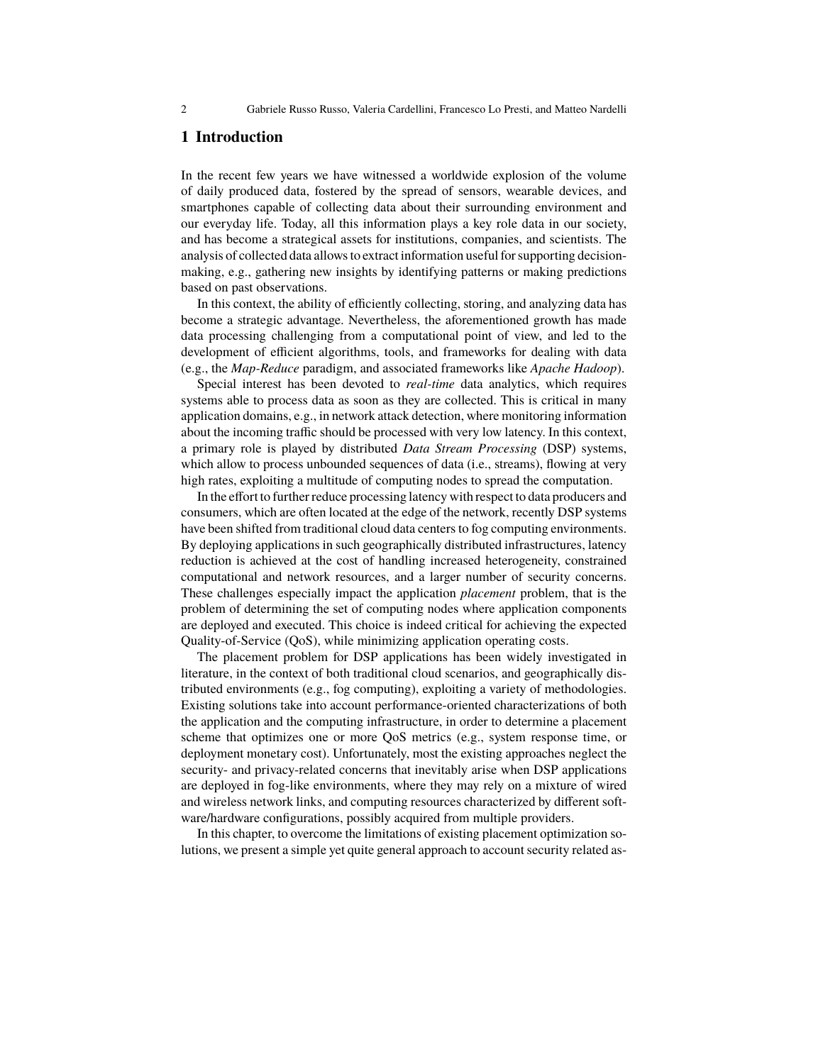# 1 Introduction

In the recent few years we have witnessed a worldwide explosion of the volume of daily produced data, fostered by the spread of sensors, wearable devices, and smartphones capable of collecting data about their surrounding environment and our everyday life. Today, all this information plays a key role data in our society, and has become a strategical assets for institutions, companies, and scientists. The analysis of collected data allows to extract information useful for supporting decision-making, e.g., gathering new insights by identifying patterns or making predictions based on past observations.

In this context, the ability of efficiently collecting, storing, and analyzing data has become a strategic advantage. Nevertheless, the aforementioned growth has made data processing challenging from a computational point of view, and led to the development of efficient algorithms, tools, and frameworks for dealing with data (e.g., the *Map-Reduce* paradigm, and associated frameworks like *Apache Hadoop*).

Special interest has been devoted to *real-time* data analytics, which requires systems able to process data as soon as they are collected. This is critical in many application domains, e.g., in network attack detection, where monitoring information about the incoming traffic should be processed with very low latency. In this context, a primary role is played by distributed *Data Stream Processing* (DSP) systems, which allow to process unbounded sequences of data (i.e., streams), flowing at very high rates, exploiting a multitude of computing nodes to spread the computation.

In the effort to further reduce processing latency with respect to data producers and consumers, which are often located at the edge of the network, recently DSP systems have been shifted from traditional cloud data centers to fog computing environments. By deploying applications in such geographically distributed infrastructures, latency reduction is achieved at the cost of handling increased heterogeneity, constrained computational and network resources, and a larger number of security concerns. These challenges especially impact the application *placement* problem, that is the problem of determining the set of computing nodes where application components are deployed and executed. This choice is indeed critical for achieving the expected Quality-of-Service (QoS), while minimizing application operating costs.

The placement problem for DSP applications has been widely investigated in literature, in the context of both traditional cloud scenarios, and geographically distributed environments (e.g., fog computing), exploiting a variety of methodologies. Existing solutions take into account performance-oriented characterizations of both the application and the computing infrastructure, in order to determine a placement scheme that optimizes one or more QoS metrics (e.g., system response time, or deployment monetary cost). Unfortunately, most the existing approaches neglect the security- and privacy-related concerns that inevitably arise when DSP applications are deployed in fog-like environments, where they may rely on a mixture of wired and wireless network links, and computing resources characterized by different software/hardware configurations, possibly acquired from multiple providers.

In this chapter, to overcome the limitations of existing placement optimization solutions, we present a simple yet quite general approach to account security related as-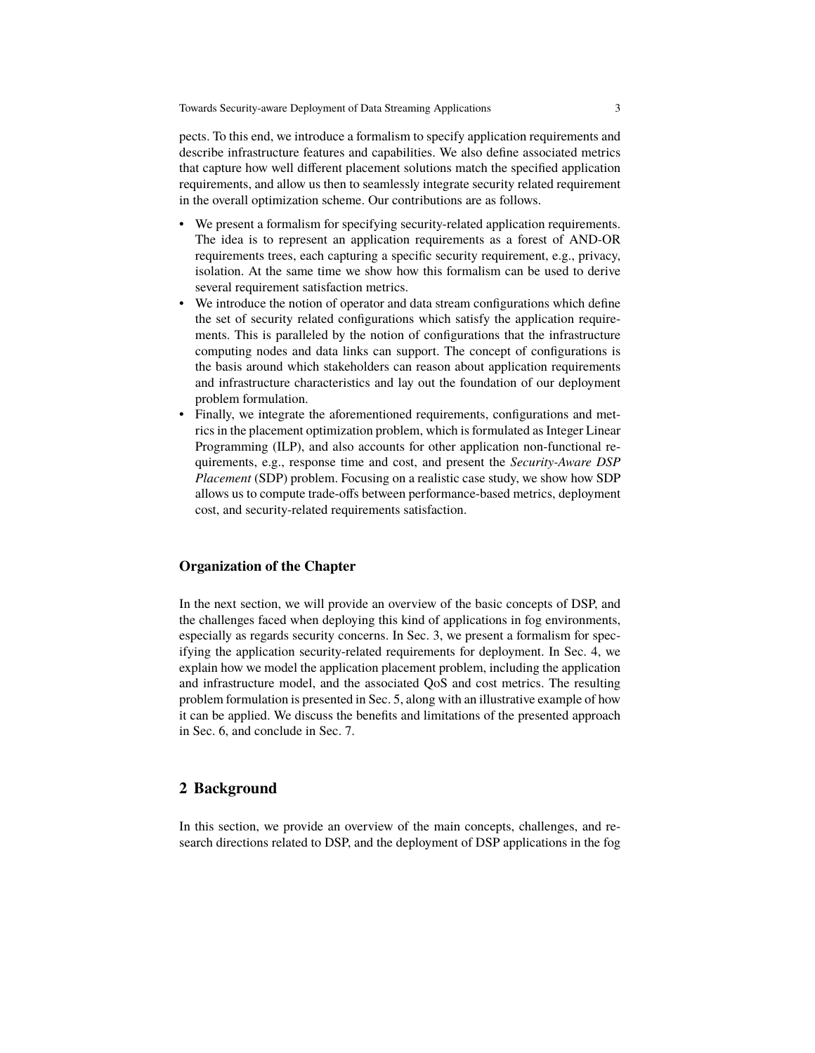pects. To this end, we introduce a formalism to specify application requirements and describe infrastructure features and capabilities. We also define associated metrics that capture how well different placement solutions match the specified application requirements, and allow us then to seamlessly integrate security related requirement in the overall optimization scheme. Our contributions are as follows.

- We present a formalism for specifying security-related application requirements. The idea is to represent an application requirements as a forest of AND-OR requirements trees, each capturing a specific security requirement, e.g., privacy, isolation. At the same time we show how this formalism can be used to derive several requirement satisfaction metrics.
- We introduce the notion of operator and data stream configurations which define the set of security related configurations which satisfy the application requirements. This is paralleled by the notion of configurations that the infrastructure computing nodes and data links can support. The concept of configurations is the basis around which stakeholders can reason about application requirements and infrastructure characteristics and lay out the foundation of our deployment problem formulation.
- Finally, we integrate the aforementioned requirements, configurations and metrics in the placement optimization problem, which is formulated as Integer Linear Programming (ILP), and also accounts for other application non-functional requirements, e.g., response time and cost, and present the *Security-Aware DSP Placement* (SDP) problem. Focusing on a realistic case study, we show how SDP allows us to compute trade-offs between performance-based metrics, deployment cost, and security-related requirements satisfaction.

### Organization of the Chapter

In the next section, we will provide an overview of the basic concepts of DSP, and the challenges faced when deploying this kind of applications in fog environments, especially as regards security concerns. In Sec. 3, we present a formalism for specifying the application security-related requirements for deployment. In Sec. 4, we explain how we model the application placement problem, including the application and infrastructure model, and the associated QoS and cost metrics. The resulting problem formulation is presented in Sec. 5, along with an illustrative example of how it can be applied. We discuss the benefits and limitations of the presented approach in Sec. 6, and conclude in Sec. 7.

## 2 Background

In this section, we provide an overview of the main concepts, challenges, and research directions related to DSP, and the deployment of DSP applications in the fog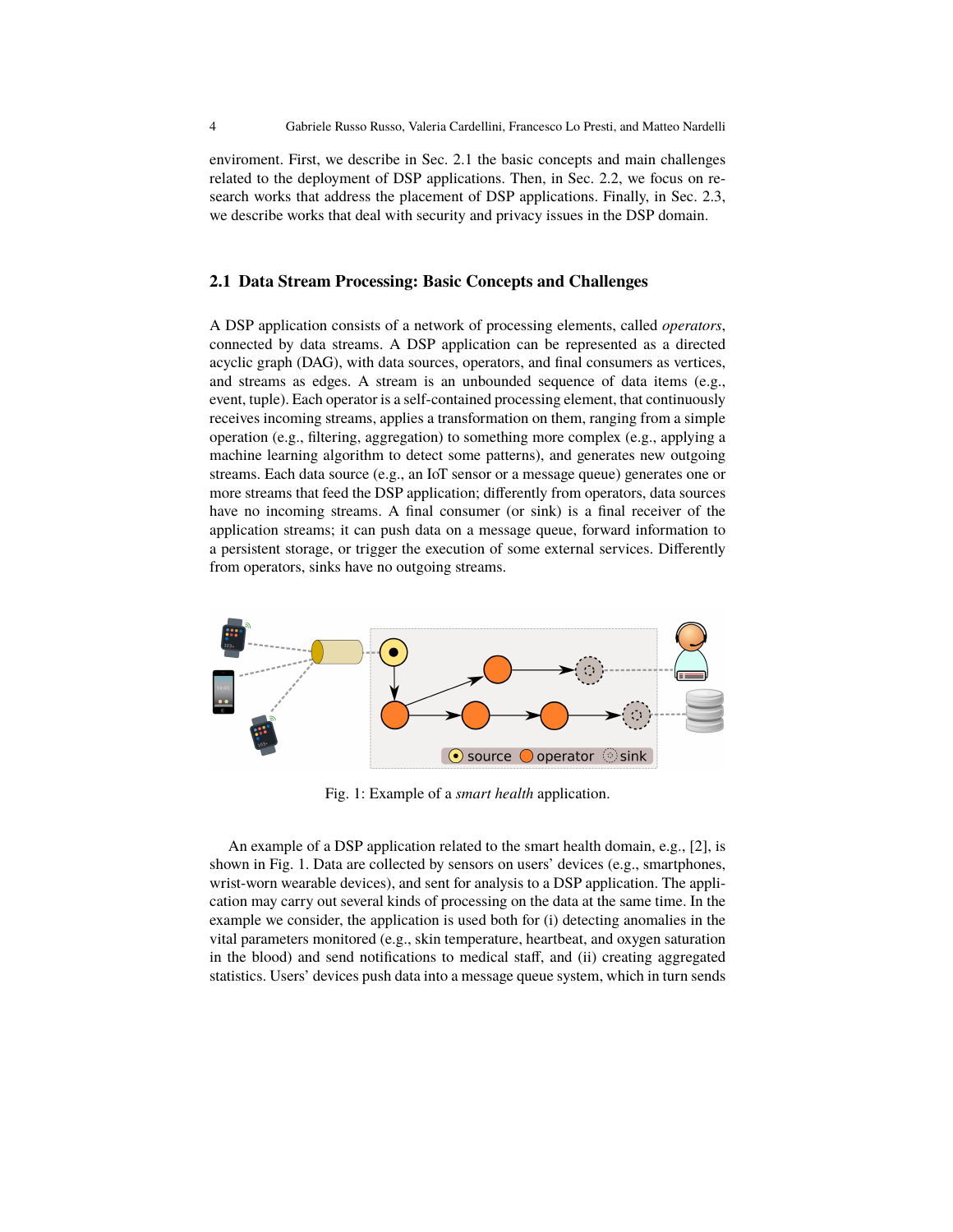enviroment. First, we describe in Sec. 2.1 the basic concepts and main challenges related to the deployment of DSP applications. Then, in Sec. 2.2, we focus on research works that address the placement of DSP applications. Finally, in Sec. 2.3, we describe works that deal with security and privacy issues in the DSP domain.

## 2.1 Data Stream Processing: Basic Concepts and Challenges

A DSP application consists of a network of processing elements, called *operators*, connected by data streams. A DSP application can be represented as a directed acyclic graph (DAG), with data sources, operators, and final consumers as vertices, and streams as edges. A stream is an unbounded sequence of data items (e.g., event, tuple). Each operator is a self-contained processing element, that continuously receives incoming streams, applies a transformation on them, ranging from a simple operation (e.g., filtering, aggregation) to something more complex (e.g., applying a machine learning algorithm to detect some patterns), and generates new outgoing streams. Each data source (e.g., an IoT sensor or a message queue) generates one or more streams that feed the DSP application; differently from operators, data sources have no incoming streams. A final consumer (or sink) is a final receiver of the application streams; it can push data on a message queue, forward information to a persistent storage, or trigger the execution of some external services. Differently from operators, sinks have no outgoing streams.

source
operator
sink

Fig. 1: Example of a *smart health* application.

An example of a DSP application related to the smart health domain, e.g., [2], is shown in Fig. 1. Data are collected by sensors on users' devices (e.g., smartphones, wrist-worn wearable devices), and sent for analysis to a DSP application. The application may carry out several kinds of processing on the data at the same time. In the example we consider, the application is used both for (i) detecting anomalies in the vital parameters monitored (e.g., skin temperature, heartbeat, and oxygen saturation in the blood) and send notifications to medical staff, and (ii) creating aggregated statistics. Users' devices push data into a message queue system, which in turn sends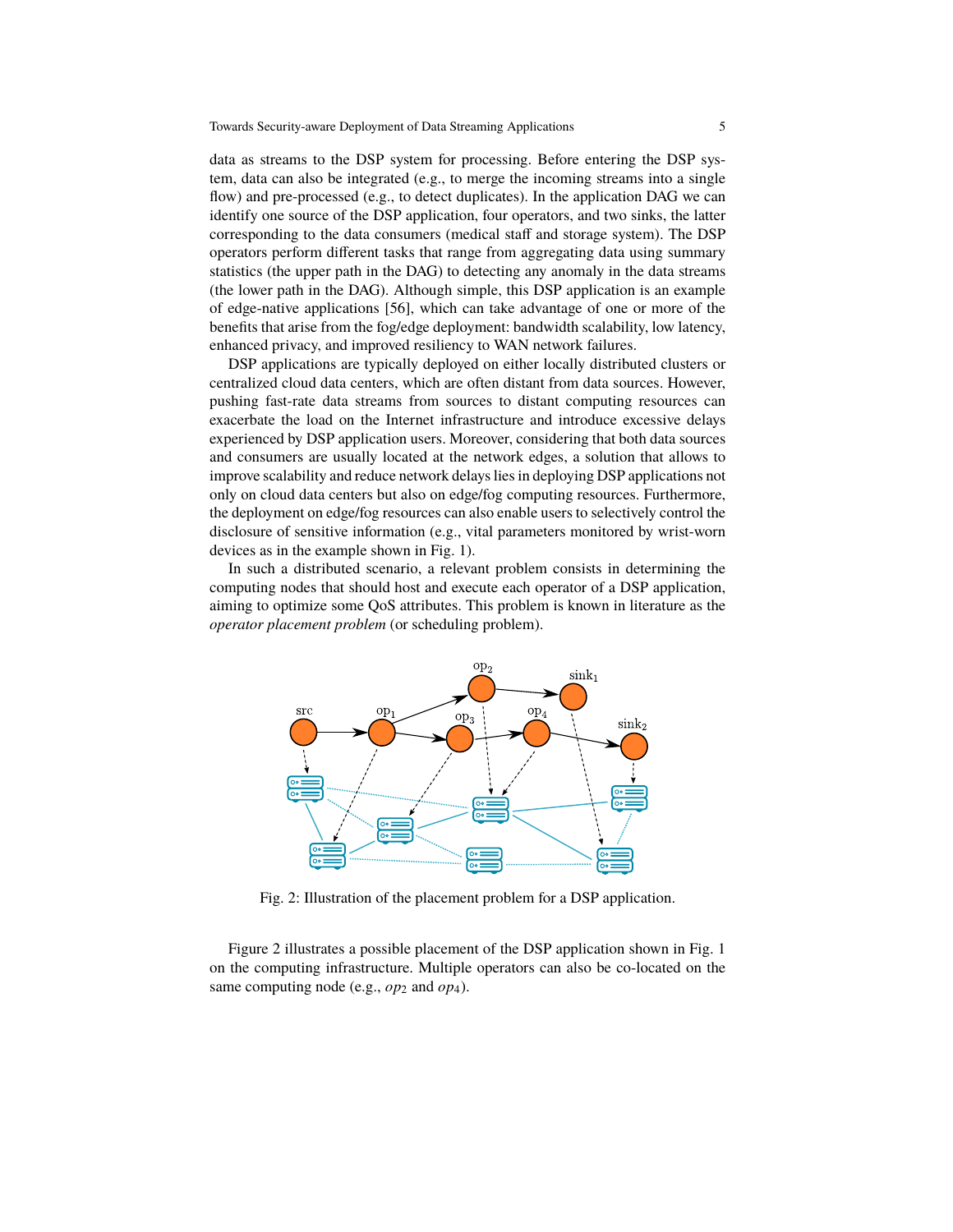data as streams to the DSP system for processing. Before entering the DSP system, data can also be integrated (e.g., to merge the incoming streams into a single flow) and pre-processed (e.g., to detect duplicates). In the application DAG we can identify one source of the DSP application, four operators, and two sinks, the latter corresponding to the data consumers (medical staff and storage system). The DSP operators perform different tasks that range from aggregating data using summary statistics (the upper path in the DAG) to detecting any anomaly in the data streams (the lower path in the DAG). Although simple, this DSP application is an example of edge-native applications [56], which can take advantage of one or more of the benefits that arise from the fog/edge deployment: bandwidth scalability, low latency, enhanced privacy, and improved resiliency to WAN network failures.

DSP applications are typically deployed on either locally distributed clusters or centralized cloud data centers, which are often distant from data sources. However, pushing fast-rate data streams from sources to distant computing resources can exacerbate the load on the Internet infrastructure and introduce excessive delays experienced by DSP application users. Moreover, considering that both data sources and consumers are usually located at the network edges, a solution that allows to improve scalability and reduce network delays lies in deploying DSP applications not only on cloud data centers but also on edge/fog computing resources. Furthermore, the deployment on edge/fog resources can also enable users to selectively control the disclosure of sensitive information (e.g., vital parameters monitored by wrist-worn devices as in the example shown in Fig. 1).

In such a distributed scenario, a relevant problem consists in determining the computing nodes that should host and execute each operator of a DSP application, aiming to optimize some QoS attributes. This problem is known in literature as the *operator placement problem* (or scheduling problem).

src

op$_1$

op$_2$

op$_3$

op$_4$

sink$_1$

sink$_2$

Fig. 2: Illustration of the placement problem for a DSP application.

Figure 2 illustrates a possible placement of the DSP application shown in Fig. 1 on the computing infrastructure. Multiple operators can also be co-located on the same computing node (e.g., $op_2$ and $op_4$).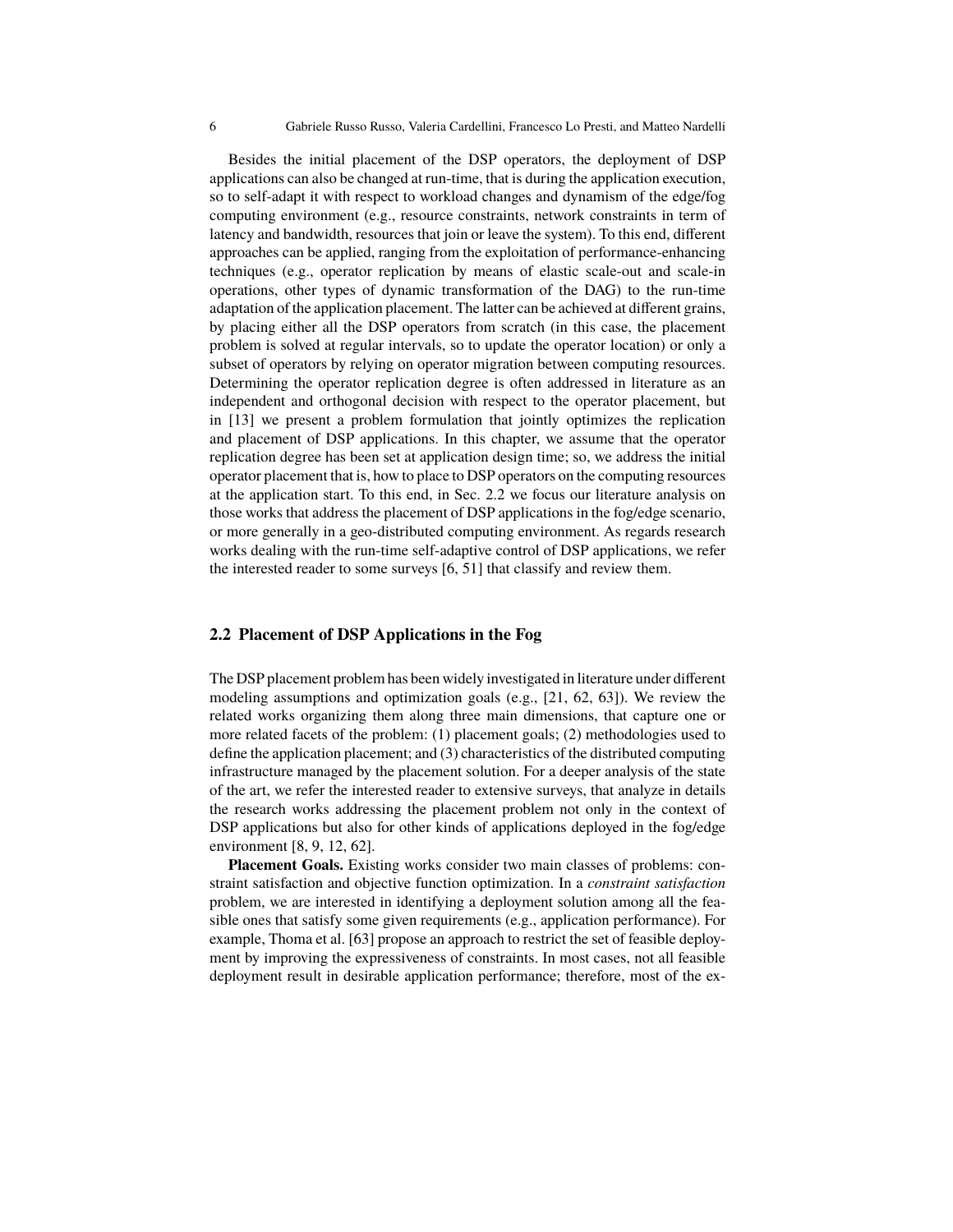Besides the initial placement of the DSP operators, the deployment of DSP applications can also be changed at run-time, that is during the application execution, so to self-adapt it with respect to workload changes and dynamism of the edge/fog computing environment (e.g., resource constraints, network constraints in term of latency and bandwidth, resources that join or leave the system). To this end, different approaches can be applied, ranging from the exploitation of performance-enhancing techniques (e.g., operator replication by means of elastic scale-out and scale-in operations, other types of dynamic transformation of the DAG) to the run-time adaptation of the application placement. The latter can be achieved at different grains, by placing either all the DSP operators from scratch (in this case, the placement problem is solved at regular intervals, so to update the operator location) or only a subset of operators by relying on operator migration between computing resources. Determining the operator replication degree is often addressed in literature as an independent and orthogonal decision with respect to the operator placement, but in [13] we present a problem formulation that jointly optimizes the replication and placement of DSP applications. In this chapter, we assume that the operator replication degree has been set at application design time; so, we address the initial operator placement that is, how to place to DSP operators on the computing resources at the application start. To this end, in Sec. 2.2 we focus our literature analysis on those works that address the placement of DSP applications in the fog/edge scenario, or more generally in a geo-distributed computing environment. As regards research works dealing with the run-time self-adaptive control of DSP applications, we refer the interested reader to some surveys [6, 51] that classify and review them.

## 2.2 Placement of DSP Applications in the Fog

The DSP placement problem has been widely investigated in literature under different modeling assumptions and optimization goals (e.g., [21, 62, 63]). We review the related works organizing them along three main dimensions, that capture one or more related facets of the problem: (1) placement goals; (2) methodologies used to define the application placement; and (3) characteristics of the distributed computing infrastructure managed by the placement solution. For a deeper analysis of the state of the art, we refer the interested reader to extensive surveys, that analyze in details the research works addressing the placement problem not only in the context of DSP applications but also for other kinds of applications deployed in the fog/edge environment [8, 9, 12, 62].

**Placement Goals.** Existing works consider two main classes of problems: constraint satisfaction and objective function optimization. In a *constraint satisfaction* problem, we are interested in identifying a deployment solution among all the feasible ones that satisfy some given requirements (e.g., application performance). For example, Thoma et al. [63] propose an approach to restrict the set of feasible deployment by improving the expressiveness of constraints. In most cases, not all feasible deployment result in desirable application performance; therefore, most of the ex-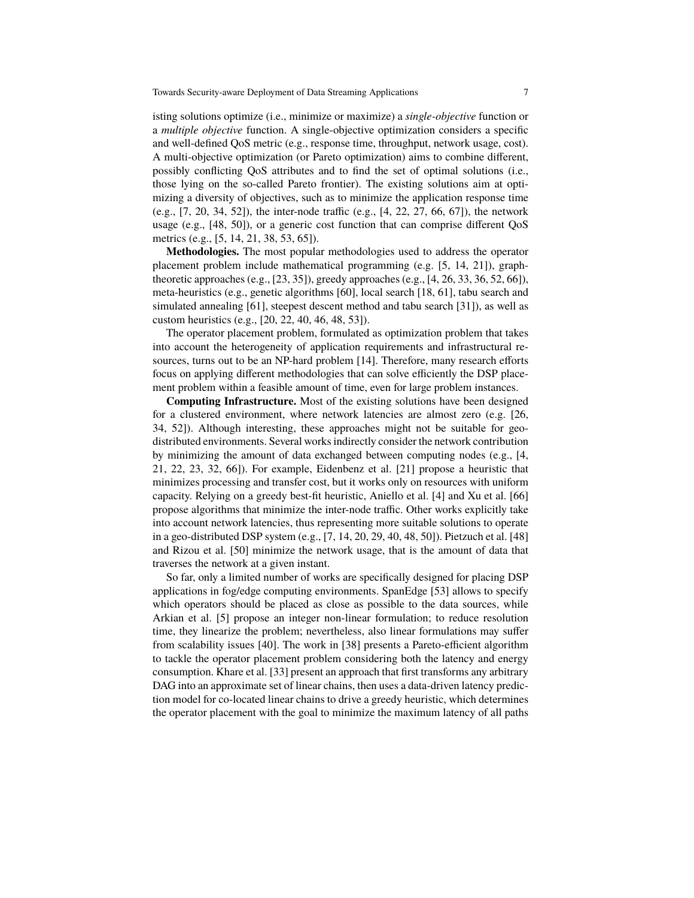isting solutions optimize (i.e., minimize or maximize) a *single-objective* function or a *multiple objective* function. A single-objective optimization considers a specific and well-defined QoS metric (e.g., response time, throughput, network usage, cost). A multi-objective optimization (or Pareto optimization) aims to combine different, possibly conflicting QoS attributes and to find the set of optimal solutions (i.e., those lying on the so-called Pareto frontier). The existing solutions aim at optimizing a diversity of objectives, such as to minimize the application response time (e.g., [7, 20, 34, 52]), the inter-node traffic (e.g., [4, 22, 27, 66, 67]), the network usage (e.g., [48, 50]), or a generic cost function that can comprise different QoS metrics (e.g., [5, 14, 21, 38, 53, 65]).

**Methodologies.** The most popular methodologies used to address the operator placement problem include mathematical programming (e.g. [5, 14, 21]), graph-theoretic approaches (e.g., [23, 35]), greedy approaches (e.g., [4, 26, 33, 36, 52, 66]), meta-heuristics (e.g., genetic algorithms [60], local search [18, 61], tabu search and simulated annealing [61], steepest descent method and tabu search [31]), as well as custom heuristics (e.g., [20, 22, 40, 46, 48, 53]).

The operator placement problem, formulated as optimization problem that takes into account the heterogeneity of application requirements and infrastructural resources, turns out to be an NP-hard problem [14]. Therefore, many research efforts focus on applying different methodologies that can solve efficiently the DSP placement problem within a feasible amount of time, even for large problem instances.

**Computing Infrastructure.** Most of the existing solutions have been designed for a clustered environment, where network latencies are almost zero (e.g. [26, 34, 52]). Although interesting, these approaches might not be suitable for geo-distributed environments. Several works indirectly consider the network contribution by minimizing the amount of data exchanged between computing nodes (e.g., [4, 21, 22, 23, 32, 66]). For example, Eidenbenz et al. [21] propose a heuristic that minimizes processing and transfer cost, but it works only on resources with uniform capacity. Relying on a greedy best-fit heuristic, Aniello et al. [4] and Xu et al. [66] propose algorithms that minimize the inter-node traffic. Other works explicitly take into account network latencies, thus representing more suitable solutions to operate in a geo-distributed DSP system (e.g., [7, 14, 20, 29, 40, 48, 50]). Pietzuch et al. [48] and Rizou et al. [50] minimize the network usage, that is the amount of data that traverses the network at a given instant.

So far, only a limited number of works are specifically designed for placing DSP applications in fog/edge computing environments. SpanEdge [53] allows to specify which operators should be placed as close as possible to the data sources, while Arkian et al. [5] propose an integer non-linear formulation; to reduce resolution time, they linearize the problem; nevertheless, also linear formulations may suffer from scalability issues [40]. The work in [38] presents a Pareto-efficient algorithm to tackle the operator placement problem considering both the latency and energy consumption. Khare et al. [33] present an approach that first transforms any arbitrary DAG into an approximate set of linear chains, then uses a data-driven latency prediction model for co-located linear chains to drive a greedy heuristic, which determines the operator placement with the goal to minimize the maximum latency of all paths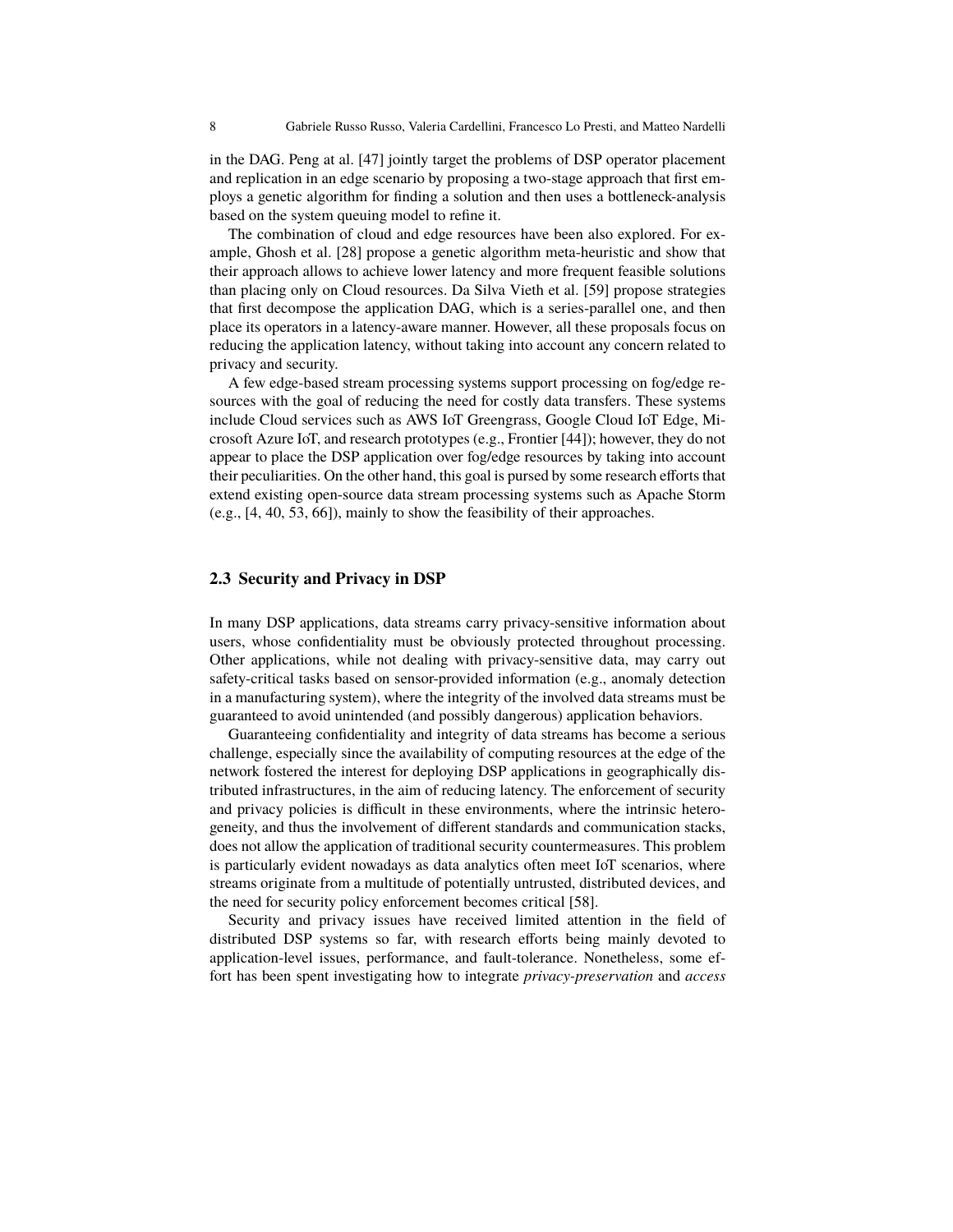in the DAG. Peng at al. [47] jointly target the problems of DSP operator placement and replication in an edge scenario by proposing a two-stage approach that first employs a genetic algorithm for finding a solution and then uses a bottleneck-analysis based on the system queuing model to refine it.

The combination of cloud and edge resources have been also explored. For example, Ghosh et al. [28] propose a genetic algorithm meta-heuristic and show that their approach allows to achieve lower latency and more frequent feasible solutions than placing only on Cloud resources. Da Silva Vieth et al. [59] propose strategies that first decompose the application DAG, which is a series-parallel one, and then place its operators in a latency-aware manner. However, all these proposals focus on reducing the application latency, without taking into account any concern related to privacy and security.

A few edge-based stream processing systems support processing on fog/edge resources with the goal of reducing the need for costly data transfers. These systems include Cloud services such as AWS IoT Greengrass, Google Cloud IoT Edge, Microsoft Azure IoT, and research prototypes (e.g., Frontier [44]); however, they do not appear to place the DSP application over fog/edge resources by taking into account their peculiarities. On the other hand, this goal is pursed by some research efforts that extend existing open-source data stream processing systems such as Apache Storm (e.g., [4, 40, 53, 66]), mainly to show the feasibility of their approaches.

### 2.3 Security and Privacy in DSP

In many DSP applications, data streams carry privacy-sensitive information about users, whose confidentiality must be obviously protected throughout processing. Other applications, while not dealing with privacy-sensitive data, may carry out safety-critical tasks based on sensor-provided information (e.g., anomaly detection in a manufacturing system), where the integrity of the involved data streams must be guaranteed to avoid unintended (and possibly dangerous) application behaviors.

Guaranteeing confidentiality and integrity of data streams has become a serious challenge, especially since the availability of computing resources at the edge of the network fostered the interest for deploying DSP applications in geographically distributed infrastructures, in the aim of reducing latency. The enforcement of security and privacy policies is difficult in these environments, where the intrinsic heterogeneity, and thus the involvement of different standards and communication stacks, does not allow the application of traditional security countermeasures. This problem is particularly evident nowadays as data analytics often meet IoT scenarios, where streams originate from a multitude of potentially untrusted, distributed devices, and the need for security policy enforcement becomes critical [58].

Security and privacy issues have received limited attention in the field of distributed DSP systems so far, with research efforts being mainly devoted to application-level issues, performance, and fault-tolerance. Nonetheless, some effort has been spent investigating how to integrate *privacy-preservation* and *access*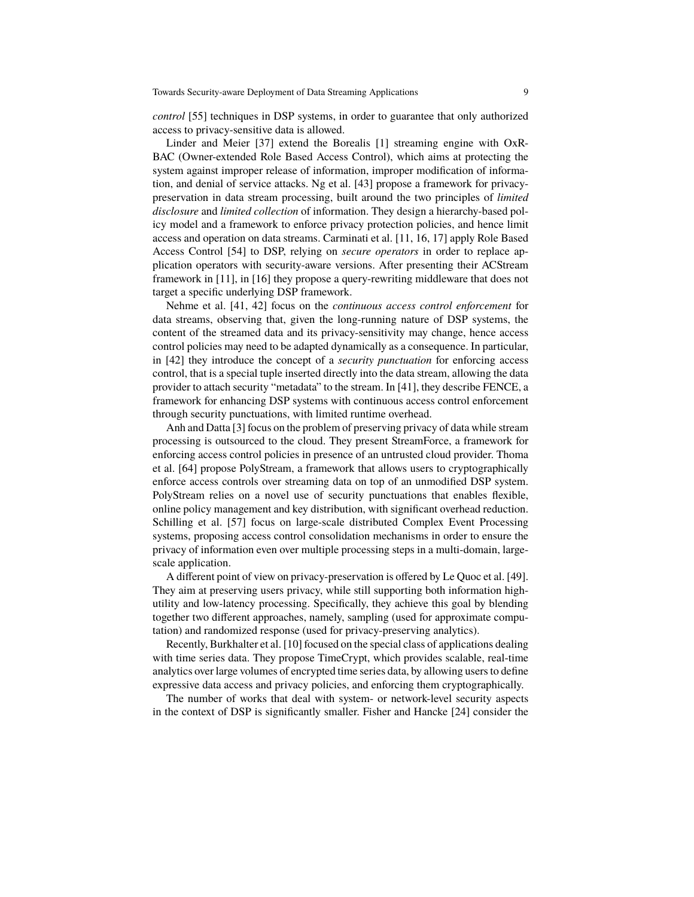*control* [55] techniques in DSP systems, in order to guarantee that only authorized access to privacy-sensitive data is allowed.

Linder and Meier [37] extend the Borealis [1] streaming engine with OxR-BAC (Owner-extended Role Based Access Control), which aims at protecting the system against improper release of information, improper modification of information, and denial of service attacks. Ng et al. [43] propose a framework for privacy-preservation in data stream processing, built around the two principles of *limited disclosure* and *limited collection* of information. They design a hierarchy-based policy model and a framework to enforce privacy protection policies, and hence limit access and operation on data streams. Carminati et al. [11, 16, 17] apply Role Based Access Control [54] to DSP, relying on *secure operators* in order to replace application operators with security-aware versions. After presenting their ACStream framework in [11], in [16] they propose a query-rewriting middleware that does not target a specific underlying DSP framework.

Nehme et al. [41, 42] focus on the *continuous access control enforcement* for data streams, observing that, given the long-running nature of DSP systems, the content of the streamed data and its privacy-sensitivity may change, hence access control policies may need to be adapted dynamically as a consequence. In particular, in [42] they introduce the concept of a *security punctuation* for enforcing access control, that is a special tuple inserted directly into the data stream, allowing the data provider to attach security "metadata" to the stream. In [41], they describe FENCE, a framework for enhancing DSP systems with continuous access control enforcement through security punctuations, with limited runtime overhead.

Anh and Datta [3] focus on the problem of preserving privacy of data while stream processing is outsourced to the cloud. They present StreamForce, a framework for enforcing access control policies in presence of an untrusted cloud provider. Thoma et al. [64] propose PolyStream, a framework that allows users to cryptographically enforce access controls over streaming data on top of an unmodified DSP system. PolyStream relies on a novel use of security punctuations that enables flexible, online policy management and key distribution, with significant overhead reduction. Schilling et al. [57] focus on large-scale distributed Complex Event Processing systems, proposing access control consolidation mechanisms in order to ensure the privacy of information even over multiple processing steps in a multi-domain, large-scale application.

A different point of view on privacy-preservation is offered by Le Quoc et al. [49]. They aim at preserving users privacy, while still supporting both information high-utility and low-latency processing. Specifically, they achieve this goal by blending together two different approaches, namely, sampling (used for approximate computation) and randomized response (used for privacy-preserving analytics).

Recently, Burkhalter et al. [10] focused on the special class of applications dealing with time series data. They propose TimeCrypt, which provides scalable, real-time analytics over large volumes of encrypted time series data, by allowing users to define expressive data access and privacy policies, and enforcing them cryptographically.

The number of works that deal with system- or network-level security aspects in the context of DSP is significantly smaller. Fisher and Hancke [24] consider the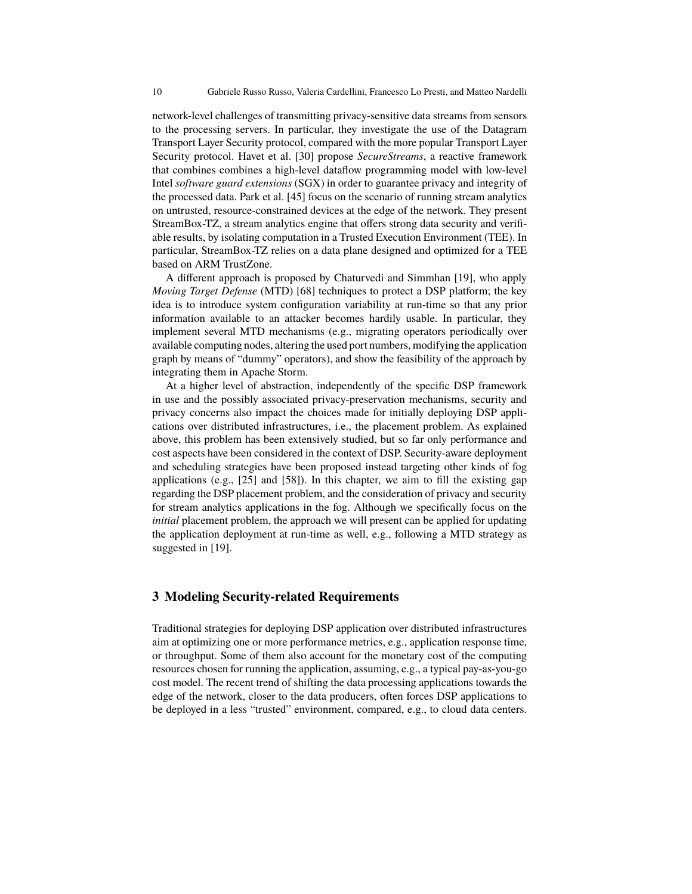network-level challenges of transmitting privacy-sensitive data streams from sensors to the processing servers. In particular, they investigate the use of the Datagram Transport Layer Security protocol, compared with the more popular Transport Layer Security protocol. Havet et al. [30] propose *SecureStreams*, a reactive framework that combines combines a high-level dataflow programming model with low-level Intel *software guard extensions* (SGX) in order to guarantee privacy and integrity of the processed data. Park et al. [45] focus on the scenario of running stream analytics on untrusted, resource-constrained devices at the edge of the network. They present StreamBox-TZ, a stream analytics engine that offers strong data security and verifiable results, by isolating computation in a Trusted Execution Environment (TEE). In particular, StreamBox-TZ relies on a data plane designed and optimized for a TEE based on ARM TrustZone.

A different approach is proposed by Chaturvedi and Simmhan [19], who apply *Moving Target Defense* (MTD) [68] techniques to protect a DSP platform; the key idea is to introduce system configuration variability at run-time so that any prior information available to an attacker becomes hardily usable. In particular, they implement several MTD mechanisms (e.g., migrating operators periodically over available computing nodes, altering the used port numbers, modifying the application graph by means of "dummy" operators), and show the feasibility of the approach by integrating them in Apache Storm.

At a higher level of abstraction, independently of the specific DSP framework in use and the possibly associated privacy-preservation mechanisms, security and privacy concerns also impact the choices made for initially deploying DSP applications over distributed infrastructures, i.e., the placement problem. As explained above, this problem has been extensively studied, but so far only performance and cost aspects have been considered in the context of DSP. Security-aware deployment and scheduling strategies have been proposed instead targeting other kinds of fog applications (e.g., [25] and [58]). In this chapter, we aim to fill the existing gap regarding the DSP placement problem, and the consideration of privacy and security for stream analytics applications in the fog. Although we specifically focus on the *initial* placement problem, the approach we will present can be applied for updating the application deployment at run-time as well, e.g., following a MTD strategy as suggested in [19].

## 3 Modeling Security-related Requirements

Traditional strategies for deploying DSP application over distributed infrastructures aim at optimizing one or more performance metrics, e.g., application response time, or throughput. Some of them also account for the monetary cost of the computing resources chosen for running the application, assuming, e.g., a typical pay-as-you-go cost model. The recent trend of shifting the data processing applications towards the edge of the network, closer to the data producers, often forces DSP applications to be deployed in a less "trusted" environment, compared, e.g., to cloud data centers.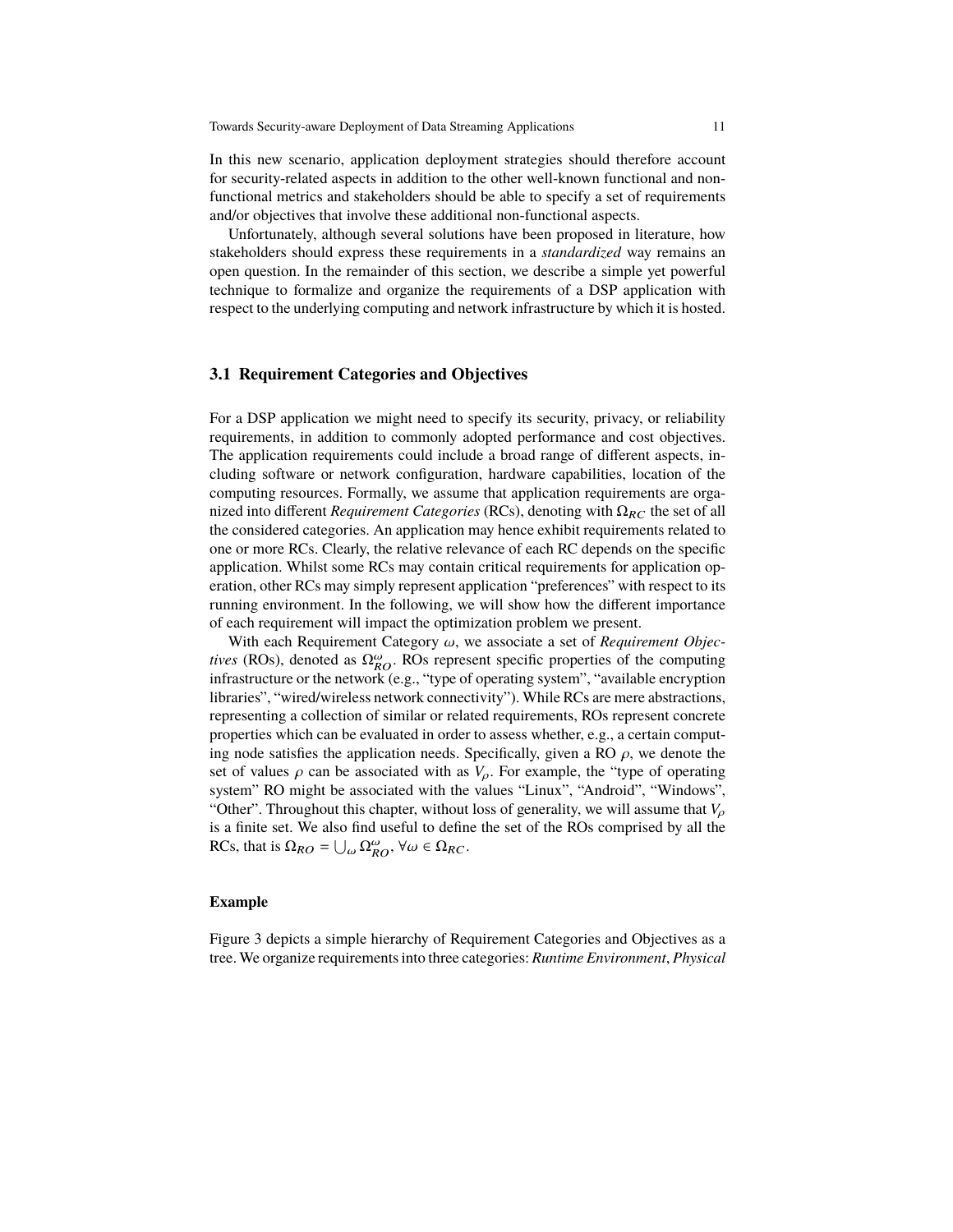In this new scenario, application deployment strategies should therefore account for security-related aspects in addition to the other well-known functional and non-functional metrics and stakeholders should be able to specify a set of requirements and/or objectives that involve these additional non-functional aspects.

Unfortunately, although several solutions have been proposed in literature, how stakeholders should express these requirements in a *standardized* way remains an open question. In the remainder of this section, we describe a simple yet powerful technique to formalize and organize the requirements of a DSP application with respect to the underlying computing and network infrastructure by which it is hosted.

### 3.1 Requirement Categories and Objectives

For a DSP application we might need to specify its security, privacy, or reliability requirements, in addition to commonly adopted performance and cost objectives. The application requirements could include a broad range of different aspects, including software or network configuration, hardware capabilities, location of the computing resources. Formally, we assume that application requirements are organized into different *Requirement Categories* (RCs), denoting with $\Omega_{RC}$ the set of all the considered categories. An application may hence exhibit requirements related to one or more RCs. Clearly, the relative relevance of each RC depends on the specific application. Whilst some RCs may contain critical requirements for application operation, other RCs may simply represent application "preferences" with respect to its running environment. In the following, we will show how the different importance of each requirement will impact the optimization problem we present.

With each Requirement Category $\omega$, we associate a set of *Requirement Objectives* (ROs), denoted as $\Omega_{RO}^{\omega}$. ROs represent specific properties of the computing infrastructure or the network (e.g., "type of operating system", "available encryption libraries", "wired/wireless network connectivity"). While RCs are mere abstractions, representing a collection of similar or related requirements, ROs represent concrete properties which can be evaluated in order to assess whether, e.g., a certain computing node satisfies the application needs. Specifically, given a RO $\rho$, we denote the set of values $\rho$ can be associated with as $V_\rho$. For example, the "type of operating system" RO might be associated with the values "Linux", "Android", "Windows", "Other". Throughout this chapter, without loss of generality, we will assume that $V_\rho$ is a finite set. We also find useful to define the set of the ROs comprised by all the RCs, that is $\Omega_{RO} = \bigcup_{\omega} \Omega_{RO}^{\omega}, \forall \omega \in \Omega_{RC}$.

#### Example

Figure 3 depicts a simple hierarchy of Requirement Categories and Objectives as a tree. We organize requirements into three categories: *Runtime Environment*, *Physical*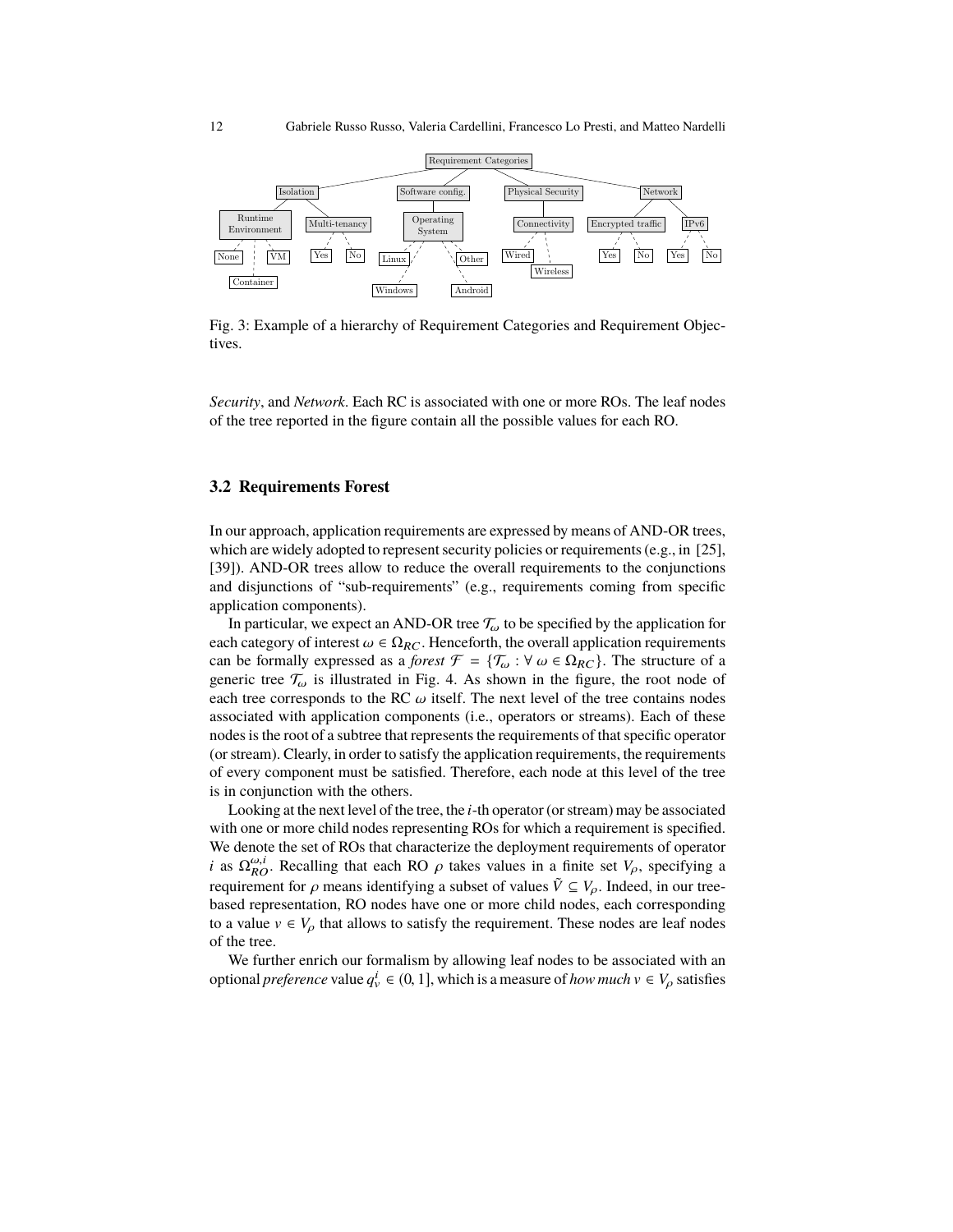Fig. 3: Example of a hierarchy of Requirement Categories and Requirement Objectives.

*Security*, and *Network*. Each RC is associated with one or more ROs. The leaf nodes of the tree reported in the figure contain all the possible values for each RO.

### 3.2 Requirements Forest

In our approach, application requirements are expressed by means of AND-OR trees, which are widely adopted to represent security policies or requirements (e.g., in [25], [39]). AND-OR trees allow to reduce the overall requirements to the conjunctions and disjunctions of "sub-requirements" (e.g., requirements coming from specific application components).

In particular, we expect an AND-OR tree $\mathcal{T}_\omega$ to be specified by the application for each category of interest $\omega \in \Omega_{RC}$. Henceforth, the overall application requirements can be formally expressed as a *forest* $\mathcal{F} = \{\mathcal{T}_\omega : \forall\ \omega \in \Omega_{RC}\}$. The structure of a generic tree $\mathcal{T}_\omega$ is illustrated in Fig. 4. As shown in the figure, the root node of each tree corresponds to the RC $\omega$ itself. The next level of the tree contains nodes associated with application components (i.e., operators or streams). Each of these nodes is the root of a subtree that represents the requirements of that specific operator (or stream). Clearly, in order to satisfy the application requirements, the requirements of every component must be satisfied. Therefore, each node at this level of the tree is in conjunction with the others.

Looking at the next level of the tree, the $i$-th operator (or stream) may be associated with one or more child nodes representing ROs for which a requirement is specified. We denote the set of ROs that characterize the deployment requirements of operator $i$ as $\Omega_{RO}^{\omega,i}$. Recalling that each RO $\rho$ takes values in a finite set $V_\rho$, specifying a requirement for $\rho$ means identifying a subset of values $\tilde{V} \subseteq V_\rho$. Indeed, in our tree-based representation, RO nodes have one or more child nodes, each corresponding to a value $v \in V_\rho$ that allows to satisfy the requirement. These nodes are leaf nodes of the tree.

We further enrich our formalism by allowing leaf nodes to be associated with an optional *preference* value $q_v^i \in (0, 1]$, which is a measure of *how much* $v \in V_\rho$ satisfies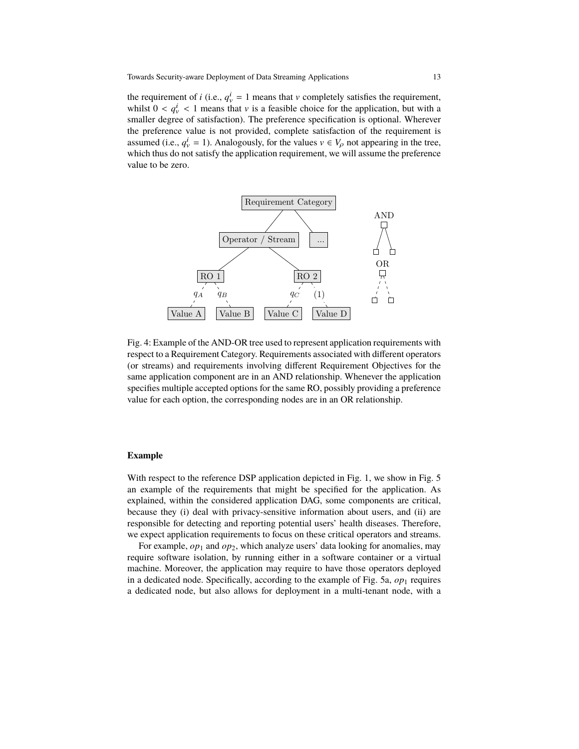the requirement of $i$ (i.e., $q^i_v = 1$ means that $v$ completely satisfies the requirement, whilst $0 < q^i_v < 1$ means that $v$ is a feasible choice for the application, but with a smaller degree of satisfaction). The preference specification is optional. Wherever the preference value is not provided, complete satisfaction of the requirement is assumed (i.e., $q^i_v = 1$). Analogously, for the values $v \in V_\rho$ not appearing in the tree, which thus do not satisfy the application requirement, we will assume the preference value to be zero.

Fig. 4: Example of the AND-OR tree used to represent application requirements with respect to a Requirement Category. Requirements associated with different operators (or streams) and requirements involving different Requirement Objectives for the same application component are in an AND relationship. Whenever the application specifies multiple accepted options for the same RO, possibly providing a preference value for each option, the corresponding nodes are in an OR relationship.

**Example**

With respect to the reference DSP application depicted in Fig. 1, we show in Fig. 5 an example of the requirements that might be specified for the application. As explained, within the considered application DAG, some components are critical, because they (i) deal with privacy-sensitive information about users, and (ii) are responsible for detecting and reporting potential users' health diseases. Therefore, we expect application requirements to focus on these critical operators and streams.

For example, $op_1$ and $op_2$, which analyze users' data looking for anomalies, may require software isolation, by running either in a software container or a virtual machine. Moreover, the application may require to have those operators deployed in a dedicated node. Specifically, according to the example of Fig. 5a, $op_1$ requires a dedicated node, but also allows for deployment in a multi-tenant node, with a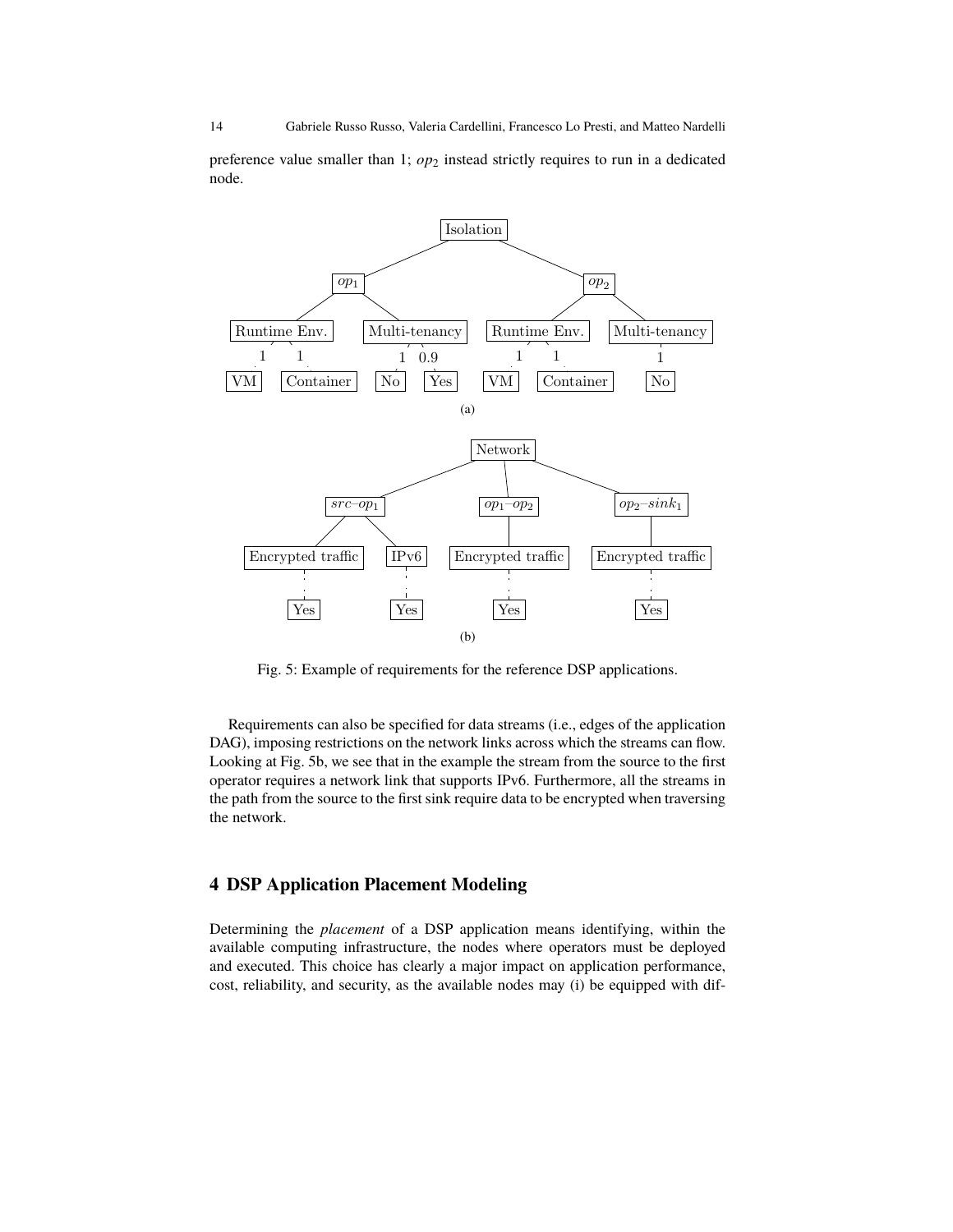preference value smaller than 1; $op_2$ instead strictly requires to run in a dedicated node.

Fig. 5: Example of requirements for the reference DSP applications.

Requirements can also be specified for data streams (i.e., edges of the application DAG), imposing restrictions on the network links across which the streams can flow. Looking at Fig. 5b, we see that in the example the stream from the source to the first operator requires a network link that supports IPv6. Furthermore, all the streams in the path from the source to the first sink require data to be encrypted when traversing the network.

## 4 DSP Application Placement Modeling

Determining the *placement* of a DSP application means identifying, within the available computing infrastructure, the nodes where operators must be deployed and executed. This choice has clearly a major impact on application performance, cost, reliability, and security, as the available nodes may (i) be equipped with dif-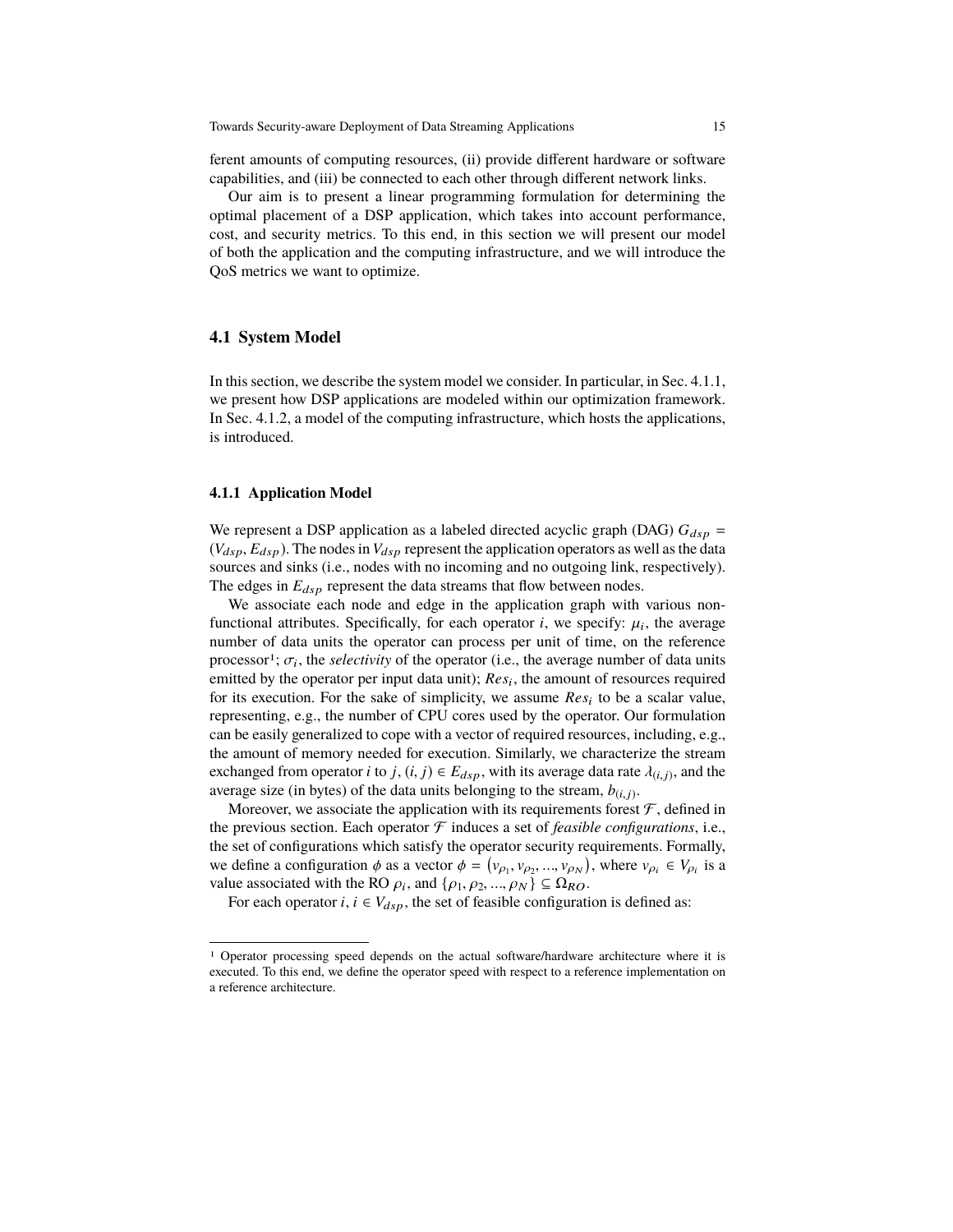ferent amounts of computing resources, (ii) provide different hardware or software capabilities, and (iii) be connected to each other through different network links.

Our aim is to present a linear programming formulation for determining the optimal placement of a DSP application, which takes into account performance, cost, and security metrics. To this end, in this section we will present our model of both the application and the computing infrastructure, and we will introduce the QoS metrics we want to optimize.

## 4.1 System Model

In this section, we describe the system model we consider. In particular, in Sec. 4.1.1, we present how DSP applications are modeled within our optimization framework. In Sec. 4.1.2, a model of the computing infrastructure, which hosts the applications, is introduced.

### 4.1.1 Application Model

We represent a DSP application as a labeled directed acyclic graph (DAG) $G_{dsp} = (V_{dsp}, E_{dsp})$. The nodes in $V_{dsp}$ represent the application operators as well as the data sources and sinks (i.e., nodes with no incoming and no outgoing link, respectively). The edges in $E_{dsp}$ represent the data streams that flow between nodes.

We associate each node and edge in the application graph with various non-functional attributes. Specifically, for each operator $i$, we specify: $\mu_i$, the average number of data units the operator can process per unit of time, on the reference processor[1]; $\sigma_i$, the *selectivity* of the operator (i.e., the average number of data units emitted by the operator per input data unit); $Res_i$, the amount of resources required for its execution. For the sake of simplicity, we assume $Res_i$ to be a scalar value, representing, e.g., the number of CPU cores used by the operator. Our formulation can be easily generalized to cope with a vector of required resources, including, e.g., the amount of memory needed for execution. Similarly, we characterize the stream exchanged from operator $i$ to $j$, $(i, j) \in E_{dsp}$, with its average data rate $\lambda_{(i,j)}$, and the average size (in bytes) of the data units belonging to the stream, $b_{(i,j)}$.

Moreover, we associate the application with its requirements forest $\mathcal{F}$, defined in the previous section. Each operator $\mathcal{F}$ induces a set of *feasible configurations*, i.e., the set of configurations which satisfy the operator security requirements. Formally, we define a configuration $\phi$ as a vector $\phi = (v_{\rho_1}, v_{\rho_2}, ..., v_{\rho_N})$, where $v_{\rho_i} \in V_{\rho_i}$ is a value associated with the RO $\rho_i$, and $\{\rho_1, \rho_2, ..., \rho_N\} \subseteq \Omega_{RO}$.

For each operator $i$, $i \in V_{dsp}$, the set of feasible configuration is defined as:

[1] Operator processing speed depends on the actual software/hardware architecture where it is executed. To this end, we define the operator speed with respect to a reference implementation on a reference architecture.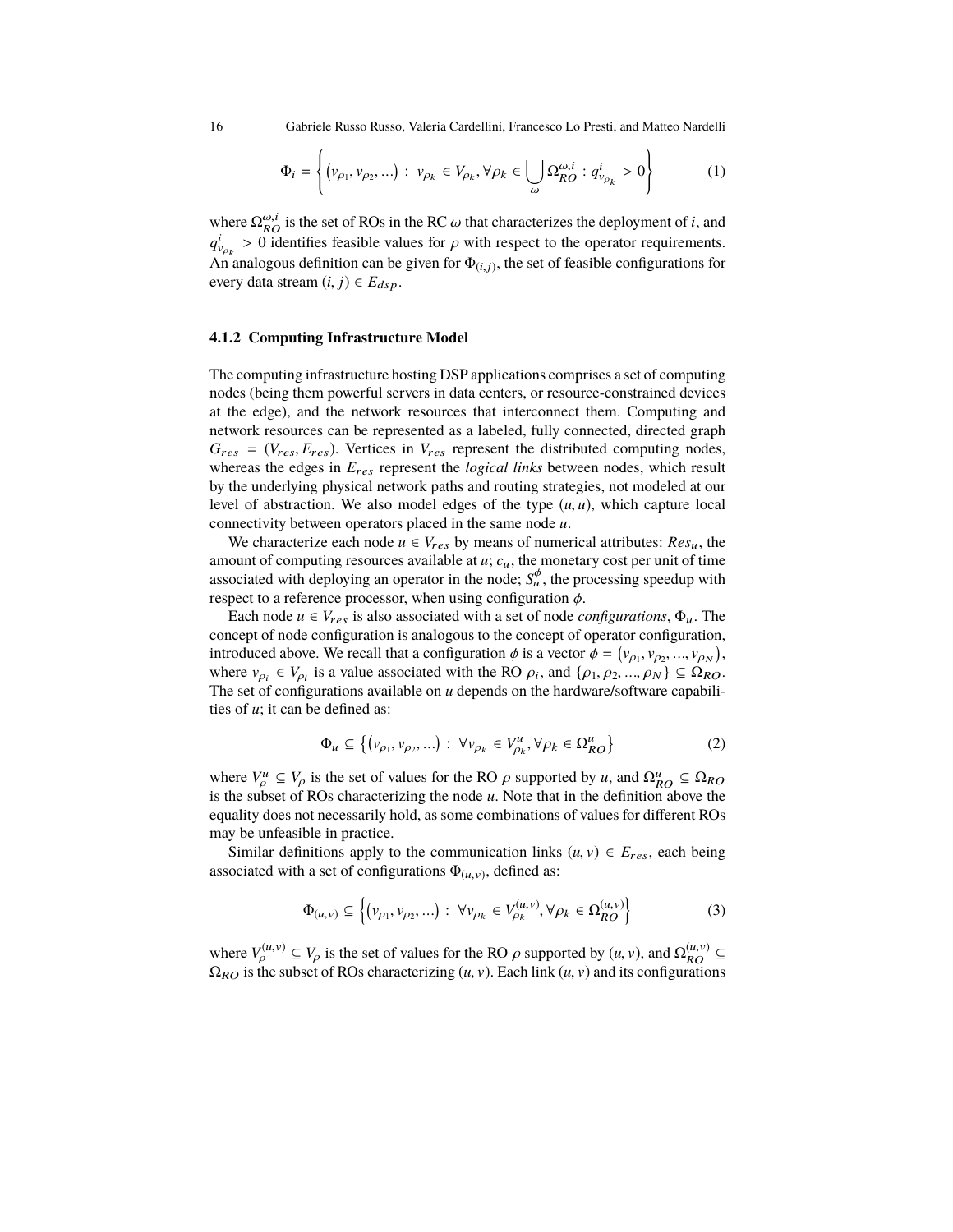$$\Phi_i = \left\{ \left( v_{\rho_1}, v_{\rho_2}, \ldots \right) : \; v_{\rho_k} \in V_{\rho_k}, \forall \rho_k \in \bigcup_{\omega} \Omega_{RO}^{\omega,i} : q_{v_{\rho_k}}^{i} > 0 \right\} \tag{1}$$

where $\Omega_{RO}^{\omega,i}$ is the set of ROs in the RC $\omega$ that characterizes the deployment of $i$, and $q_{v_{\rho_k}}^{i} > 0$ identifies feasible values for $\rho$ with respect to the operator requirements. An analogous definition can be given for $\Phi_{(i,j)}$, the set of feasible configurations for every data stream $(i, j) \in E_{dsp}$.

#### 4.1.2 Computing Infrastructure Model

The computing infrastructure hosting DSP applications comprises a set of computing nodes (being them powerful servers in data centers, or resource-constrained devices at the edge), and the network resources that interconnect them. Computing and network resources can be represented as a labeled, fully connected, directed graph $G_{res} = (V_{res}, E_{res})$. Vertices in $V_{res}$ represent the distributed computing nodes, whereas the edges in $E_{res}$ represent the *logical links* between nodes, which result by the underlying physical network paths and routing strategies, not modeled at our level of abstraction. We also model edges of the type $(u, u)$, which capture local connectivity between operators placed in the same node $u$.

We characterize each node $u \in V_{res}$ by means of numerical attributes: $Res_u$, the amount of computing resources available at $u$; $c_u$, the monetary cost per unit of time associated with deploying an operator in the node; $S_u^{\phi}$, the processing speedup with respect to a reference processor, when using configuration $\phi$.

Each node $u \in V_{res}$ is also associated with a set of node *configurations*, $\Phi_u$. The concept of node configuration is analogous to the concept of operator configuration, introduced above. We recall that a configuration $\phi$ is a vector $\phi = \left( v_{\rho_1}, v_{\rho_2}, \ldots, v_{\rho_N} \right)$, where $v_{\rho_i} \in V_{\rho_i}$ is a value associated with the RO $\rho_i$, and $\{\rho_1, \rho_2, \ldots, \rho_N\} \subseteq \Omega_{RO}$. The set of configurations available on $u$ depends on the hardware/software capabilities of $u$; it can be defined as:

$$\Phi_u \subseteq \left\{ \left( v_{\rho_1}, v_{\rho_2}, \ldots \right) : \; \forall v_{\rho_k} \in V_{\rho_k}^{u}, \forall \rho_k \in \Omega_{RO}^{u} \right\} \tag{2}$$

where $V_{\rho}^{u} \subseteq V_{\rho}$ is the set of values for the RO $\rho$ supported by $u$, and $\Omega_{RO}^{u} \subseteq \Omega_{RO}$ is the subset of ROs characterizing the node $u$. Note that in the definition above the equality does not necessarily hold, as some combinations of values for different ROs may be unfeasible in practice.

Similar definitions apply to the communication links $(u, v) \in E_{res}$, each being associated with a set of configurations $\Phi_{(u,v)}$, defined as:

$$\Phi_{(u,v)} \subseteq \left\{ \left( v_{\rho_1}, v_{\rho_2}, \ldots \right) : \; \forall v_{\rho_k} \in V_{\rho_k}^{(u,v)}, \forall \rho_k \in \Omega_{RO}^{(u,v)} \right\} \tag{3}$$

where $V_{\rho}^{(u,v)} \subseteq V_{\rho}$ is the set of values for the RO $\rho$ supported by $(u, v)$, and $\Omega_{RO}^{(u,v)} \subseteq \Omega_{RO}$ is the subset of ROs characterizing $(u, v)$. Each link $(u, v)$ and its configurations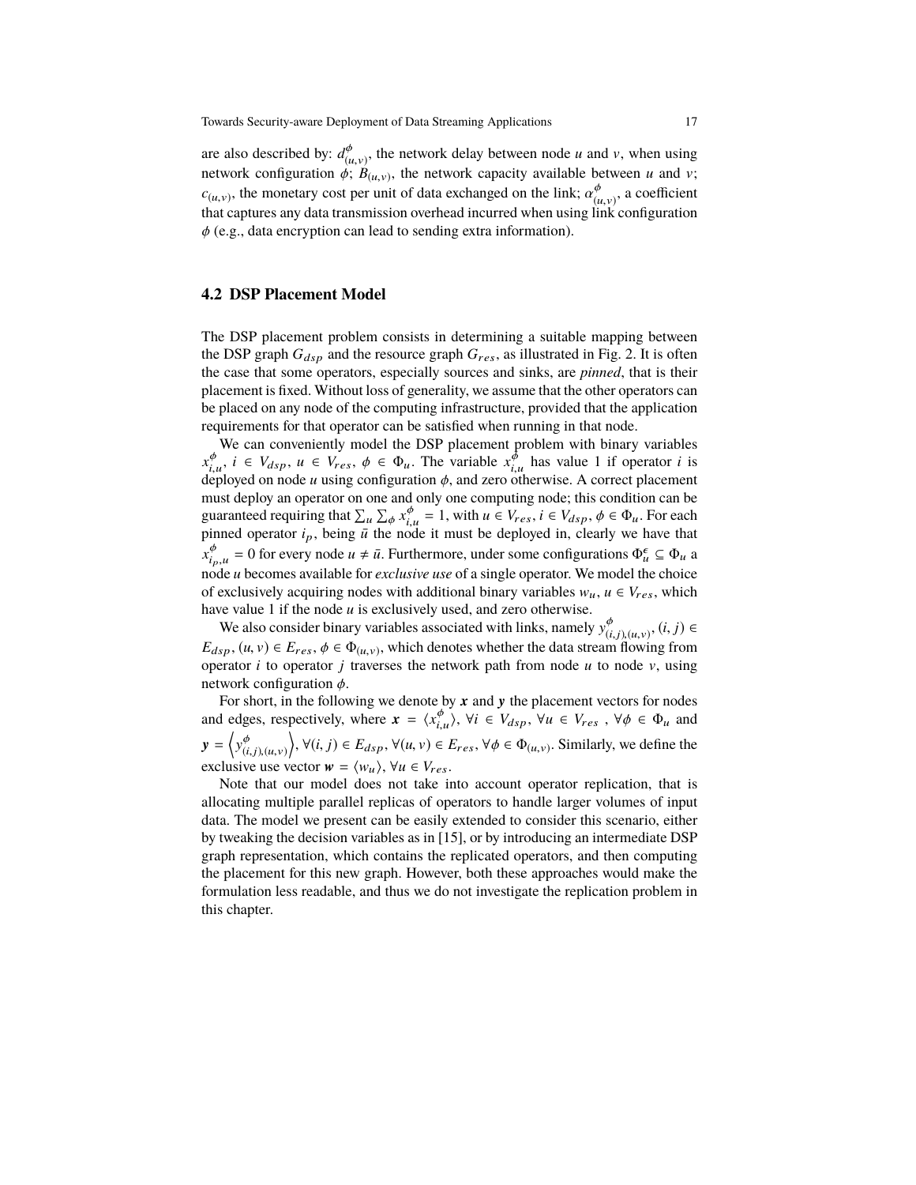are also described by: $d^{\phi}_{(u,v)}$, the network delay between node $u$ and $v$, when using network configuration $\phi$; $B_{(u,v)}$, the network capacity available between $u$ and $v$; $c_{(u,v)}$, the monetary cost per unit of data exchanged on the link; $\alpha^{\phi}_{(u,v)}$, a coefficient that captures any data transmission overhead incurred when using link configuration $\phi$ (e.g., data encryption can lead to sending extra information).

## 4.2 DSP Placement Model

The DSP placement problem consists in determining a suitable mapping between the DSP graph $G_{dsp}$ and the resource graph $G_{res}$, as illustrated in Fig. 2. It is often the case that some operators, especially sources and sinks, are *pinned*, that is their placement is fixed. Without loss of generality, we assume that the other operators can be placed on any node of the computing infrastructure, provided that the application requirements for that operator can be satisfied when running in that node.

We can conveniently model the DSP placement problem with binary variables $x^{\phi}_{i,u}$, $i \in V_{dsp}$, $u \in V_{res}$, $\phi \in \Phi_u$. The variable $x^{\phi}_{i,u}$ has value 1 if operator $i$ is deployed on node $u$ using configuration $\phi$, and zero otherwise. A correct placement must deploy an operator on one and only one computing node; this condition can be guaranteed requiring that $\sum_u \sum_\phi x^{\phi}_{i,u} = 1$, with $u \in V_{res}$, $i \in V_{dsp}$, $\phi \in \Phi_u$. For each pinned operator $i_p$, being $\bar{u}$ the node it must be deployed in, clearly we have that $x^{\phi}_{i_p,u} = 0$ for every node $u \neq \bar{u}$. Furthermore, under some configurations $\Phi^{\epsilon}_u \subseteq \Phi_u$ a node $u$ becomes available for *exclusive use* of a single operator. We model the choice of exclusively acquiring nodes with additional binary variables $w_u$, $u \in V_{res}$, which have value 1 if the node $u$ is exclusively used, and zero otherwise.

We also consider binary variables associated with links, namely $y^{\phi}_{(i,j),(u,v)}$, $(i, j) \in E_{dsp}$, $(u, v) \in E_{res}$, $\phi \in \Phi_{(u,v)}$, which denotes whether the data stream flowing from operator $i$ to operator $j$ traverses the network path from node $u$ to node $v$, using network configuration $\phi$.

For short, in the following we denote by $\boldsymbol{x}$ and $\boldsymbol{y}$ the placement vectors for nodes and edges, respectively, where $\boldsymbol{x} = \langle x^{\phi}_{i,u} \rangle$, $\forall i \in V_{dsp}$, $\forall u \in V_{res}$ , $\forall \phi \in \Phi_u$ and $\boldsymbol{y} = \left\langle y^{\phi}_{(i,j),(u,v)} \right\rangle$, $\forall (i, j) \in E_{dsp}$, $\forall (u, v) \in E_{res}$, $\forall \phi \in \Phi_{(u,v)}$. Similarly, we define the exclusive use vector $\boldsymbol{w} = \langle w_u \rangle$, $\forall u \in V_{res}$.

Note that our model does not take into account operator replication, that is allocating multiple parallel replicas of operators to handle larger volumes of input data. The model we present can be easily extended to consider this scenario, either by tweaking the decision variables as in [15], or by introducing an intermediate DSP graph representation, which contains the replicated operators, and then computing the placement for this new graph. However, both these approaches would make the formulation less readable, and thus we do not investigate the replication problem in this chapter.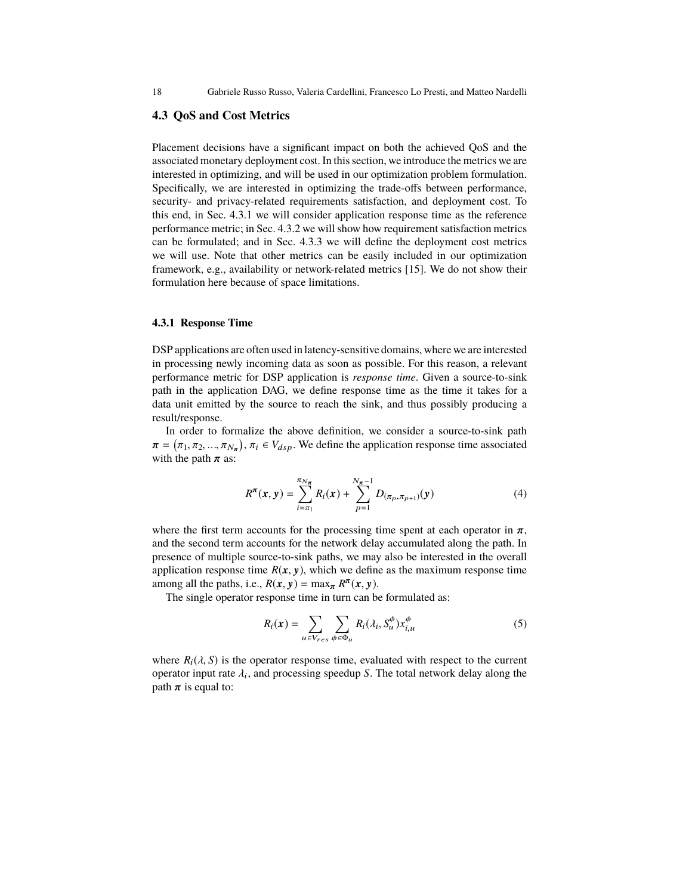## 4.3 QoS and Cost Metrics

Placement decisions have a significant impact on both the achieved QoS and the associated monetary deployment cost. In this section, we introduce the metrics we are interested in optimizing, and will be used in our optimization problem formulation. Specifically, we are interested in optimizing the trade-offs between performance, security- and privacy-related requirements satisfaction, and deployment cost. To this end, in Sec. 4.3.1 we will consider application response time as the reference performance metric; in Sec. 4.3.2 we will show how requirement satisfaction metrics can be formulated; and in Sec. 4.3.3 we will define the deployment cost metrics we will use. Note that other metrics can be easily included in our optimization framework, e.g., availability or network-related metrics [15]. We do not show their formulation here because of space limitations.

### 4.3.1 Response Time

DSP applications are often used in latency-sensitive domains, where we are interested in processing newly incoming data as soon as possible. For this reason, a relevant performance metric for DSP application is *response time*. Given a source-to-sink path in the application DAG, we define response time as the time it takes for a data unit emitted by the source to reach the sink, and thus possibly producing a result/response.

In order to formalize the above definition, we consider a source-to-sink path $\boldsymbol{\pi} = (\pi_1, \pi_2, ..., \pi_{N_{\boldsymbol{\pi}}})$, $\pi_i \in V_{dsp}$. We define the application response time associated with the path $\boldsymbol{\pi}$ as:

$$R^{\boldsymbol{\pi}}(\boldsymbol{x}, \boldsymbol{y}) = \sum_{i=\pi_1}^{\pi_{N_{\boldsymbol{\pi}}}} R_i(\boldsymbol{x}) + \sum_{p=1}^{N_{\boldsymbol{\pi}}-1} D_{(\pi_p, \pi_{p+1})}(\boldsymbol{y}) \tag{4}$$

where the first term accounts for the processing time spent at each operator in $\boldsymbol{\pi}$, and the second term accounts for the network delay accumulated along the path. In presence of multiple source-to-sink paths, we may also be interested in the overall application response time $R(\boldsymbol{x}, \boldsymbol{y})$, which we define as the maximum response time among all the paths, i.e., $R(\boldsymbol{x}, \boldsymbol{y}) = \max_{\boldsymbol{\pi}} R^{\boldsymbol{\pi}}(\boldsymbol{x}, \boldsymbol{y})$.

The single operator response time in turn can be formulated as:

$$R_i(\boldsymbol{x}) = \sum_{u \in V_{res}} \sum_{\phi \in \Phi_u} R_i(\lambda_i, S_u^{\phi}) x_{i,u}^{\phi} \tag{5}$$

where $R_i(\lambda, S)$ is the operator response time, evaluated with respect to the current operator input rate $\lambda_i$, and processing speedup $S$. The total network delay along the path $\boldsymbol{\pi}$ is equal to: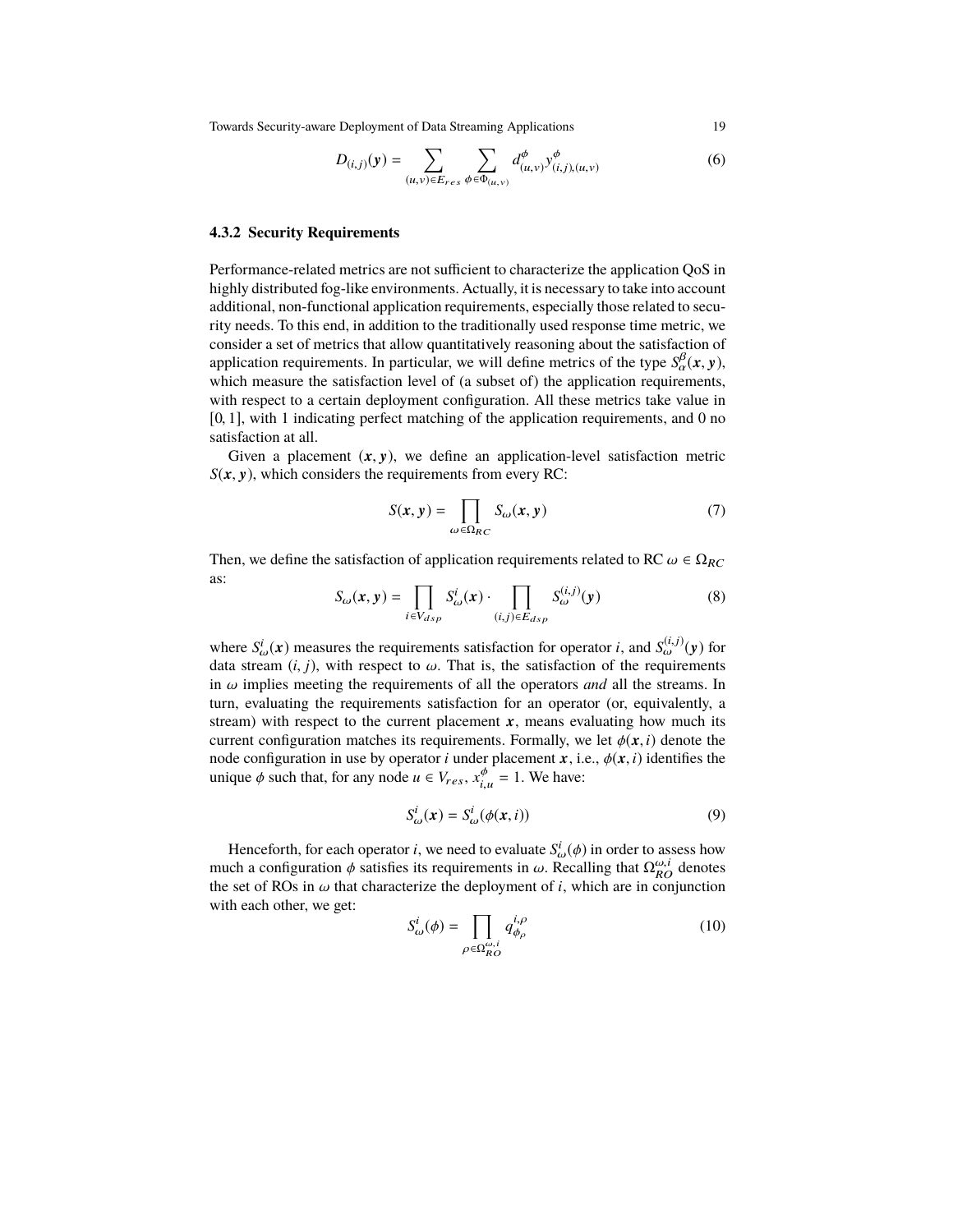$$D_{(i,j)}(\boldsymbol{y}) = \sum_{(u,v) \in E_{res}} \sum_{\phi \in \Phi_{(u,v)}} d^{\phi}_{(u,v)} y^{\phi}_{(i,j),(u,v)} \tag{6}$$

### 4.3.2 Security Requirements

Performance-related metrics are not sufficient to characterize the application QoS in highly distributed fog-like environments. Actually, it is necessary to take into account additional, non-functional application requirements, especially those related to security needs. To this end, in addition to the traditionally used response time metric, we consider a set of metrics that allow quantitatively reasoning about the satisfaction of application requirements. In particular, we will define metrics of the type $S^{\beta}_{\alpha}(\boldsymbol{x}, \boldsymbol{y})$, which measure the satisfaction level of (a subset of) the application requirements, with respect to a certain deployment configuration. All these metrics take value in $[0, 1]$, with 1 indicating perfect matching of the application requirements, and 0 no satisfaction at all.

Given a placement $(\boldsymbol{x}, \boldsymbol{y})$, we define an application-level satisfaction metric $S(\boldsymbol{x}, \boldsymbol{y})$, which considers the requirements from every RC:

$$S(\boldsymbol{x}, \boldsymbol{y}) = \prod_{\omega \in \Omega_{RC}} S_{\omega}(\boldsymbol{x}, \boldsymbol{y}) \tag{7}$$

Then, we define the satisfaction of application requirements related to RC $\omega \in \Omega_{RC}$ as:

$$S_{\omega}(\boldsymbol{x}, \boldsymbol{y}) = \prod_{i \in V_{dsp}} S^{i}_{\omega}(\boldsymbol{x}) \cdot \prod_{(i,j) \in E_{dsp}} S^{(i,j)}_{\omega}(\boldsymbol{y}) \tag{8}$$

where $S^{i}_{\omega}(\boldsymbol{x})$ measures the requirements satisfaction for operator $i$, and $S^{(i,j)}_{\omega}(\boldsymbol{y})$ for data stream $(i, j)$, with respect to $\omega$. That is, the satisfaction of the requirements in $\omega$ implies meeting the requirements of all the operators *and* all the streams. In turn, evaluating the requirements satisfaction for an operator (or, equivalently, a stream) with respect to the current placement $\boldsymbol{x}$, means evaluating how much its current configuration matches its requirements. Formally, we let $\phi(\boldsymbol{x}, i)$ denote the node configuration in use by operator $i$ under placement $\boldsymbol{x}$, i.e., $\phi(\boldsymbol{x}, i)$ identifies the unique $\phi$ such that, for any node $u \in V_{res}$, $x^{\phi}_{i,u} = 1$. We have:

$$S^{i}_{\omega}(\boldsymbol{x}) = S^{i}_{\omega}(\phi(\boldsymbol{x}, i)) \tag{9}$$

Henceforth, for each operator $i$, we need to evaluate $S^{i}_{\omega}(\phi)$ in order to assess how much a configuration $\phi$ satisfies its requirements in $\omega$. Recalling that $\Omega^{\omega,i}_{RO}$ denotes the set of ROs in $\omega$ that characterize the deployment of $i$, which are in conjunction with each other, we get:

$$S^{i}_{\omega}(\phi) = \prod_{\rho \in \Omega^{\omega,i}_{RO}} q^{i,\rho}_{\phi_{\rho}} \tag{10}$$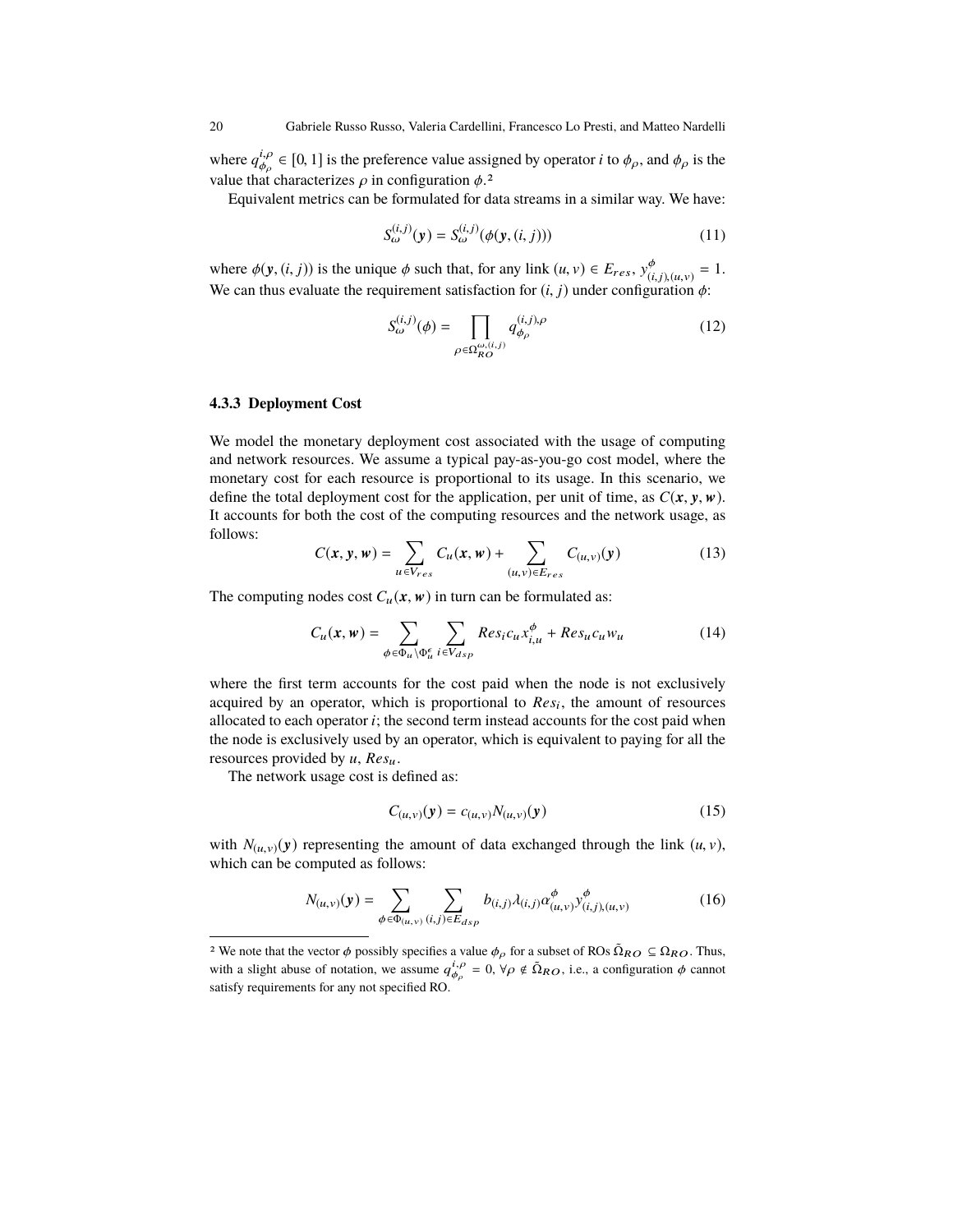where $q^{i,\rho}_{\phi_\rho} \in [0, 1]$ is the preference value assigned by operator $i$ to $\phi_\rho$, and $\phi_\rho$ is the value that characterizes $\rho$ in configuration $\phi$.[2]

Equivalent metrics can be formulated for data streams in a similar way. We have:

$$S^{(i,j)}_{\omega}(\boldsymbol{y}) = S^{(i,j)}_{\omega}(\phi(\boldsymbol{y}, (i, j))) \tag{11}$$

where $\phi(\boldsymbol{y}, (i, j))$ is the unique $\phi$ such that, for any link $(u, v) \in E_{res}$, $y^{\phi}_{(i,j),(u,v)} = 1$. We can thus evaluate the requirement satisfaction for $(i, j)$ under configuration $\phi$:

$$S^{(i,j)}_{\omega}(\phi) = \prod_{\rho \in \Omega^{\omega,(i,j)}_{RO}} q^{(i,j),\rho}_{\phi_\rho} \tag{12}$$

### 4.3.3 Deployment Cost

We model the monetary deployment cost associated with the usage of computing and network resources. We assume a typical pay-as-you-go cost model, where the monetary cost for each resource is proportional to its usage. In this scenario, we define the total deployment cost for the application, per unit of time, as $C(\boldsymbol{x}, \boldsymbol{y}, \boldsymbol{w})$. It accounts for both the cost of the computing resources and the network usage, as follows:

$$C(\boldsymbol{x}, \boldsymbol{y}, \boldsymbol{w}) = \sum_{u \in V_{res}} C_u(\boldsymbol{x}, \boldsymbol{w}) + \sum_{(u,v) \in E_{res}} C_{(u,v)}(\boldsymbol{y}) \tag{13}$$

The computing nodes cost $C_u(\boldsymbol{x}, \boldsymbol{w})$ in turn can be formulated as:

$$C_u(\boldsymbol{x}, \boldsymbol{w}) = \sum_{\phi \in \Phi_u \setminus \Phi^{\epsilon}_u} \sum_{i \in V_{dsp}} Res_i c_u x^{\phi}_{i,u} + Res_u c_u w_u \tag{14}$$

where the first term accounts for the cost paid when the node is not exclusively acquired by an operator, which is proportional to $Res_i$, the amount of resources allocated to each operator $i$; the second term instead accounts for the cost paid when the node is exclusively used by an operator, which is equivalent to paying for all the resources provided by $u$, $Res_u$.

The network usage cost is defined as:

$$C_{(u,v)}(\boldsymbol{y}) = c_{(u,v)} N_{(u,v)}(\boldsymbol{y}) \tag{15}$$

with $N_{(u,v)}(\boldsymbol{y})$ representing the amount of data exchanged through the link $(u, v)$, which can be computed as follows:

$$N_{(u,v)}(\boldsymbol{y}) = \sum_{\phi \in \Phi_{(u,v)}} \sum_{(i,j) \in E_{dsp}} b_{(i,j)} \lambda_{(i,j)} \alpha^{\phi}_{(u,v)} y^{\phi}_{(i,j),(u,v)} \tag{16}$$

---

[2] We note that the vector $\phi$ possibly specifies a value $\phi_\rho$ for a subset of ROs $\tilde{\Omega}_{RO} \subseteq \Omega_{RO}$. Thus, with a slight abuse of notation, we assume $q^{i,\rho}_{\phi_\rho} = 0$, $\forall \rho \notin \tilde{\Omega}_{RO}$, i.e., a configuration $\phi$ cannot satisfy requirements for any not specified RO.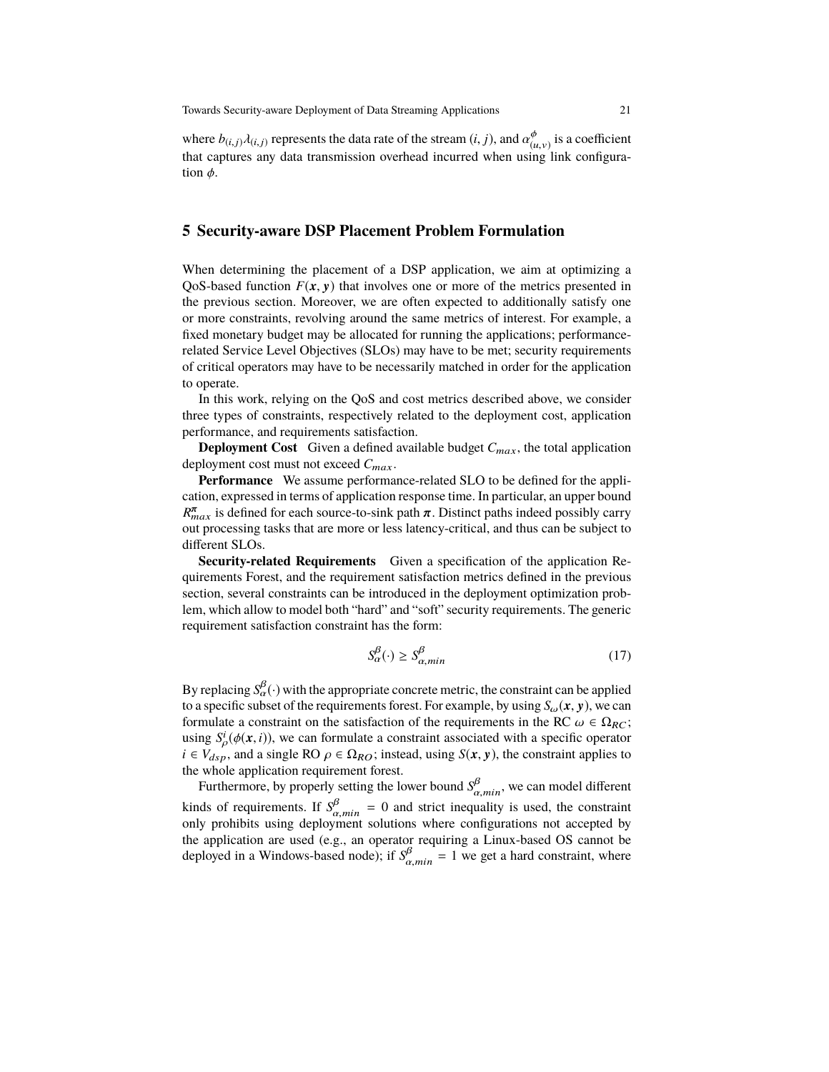where $b_{(i,j)}\lambda_{(i,j)}$ represents the data rate of the stream $(i, j)$, and $\alpha^{\phi}_{(u,v)}$ is a coefficient that captures any data transmission overhead incurred when using link configuration $\phi$.

## 5 Security-aware DSP Placement Problem Formulation

When determining the placement of a DSP application, we aim at optimizing a QoS-based function $F(\boldsymbol{x}, \boldsymbol{y})$ that involves one or more of the metrics presented in the previous section. Moreover, we are often expected to additionally satisfy one or more constraints, revolving around the same metrics of interest. For example, a fixed monetary budget may be allocated for running the applications; performance-related Service Level Objectives (SLOs) may have to be met; security requirements of critical operators may have to be necessarily matched in order for the application to operate.

In this work, relying on the QoS and cost metrics described above, we consider three types of constraints, respectively related to the deployment cost, application performance, and requirements satisfaction.

**Deployment Cost** Given a defined available budget $C_{max}$, the total application deployment cost must not exceed $C_{max}$.

**Performance** We assume performance-related SLO to be defined for the application, expressed in terms of application response time. In particular, an upper bound $R^{\boldsymbol{\pi}}_{max}$ is defined for each source-to-sink path $\boldsymbol{\pi}$. Distinct paths indeed possibly carry out processing tasks that are more or less latency-critical, and thus can be subject to different SLOs.

**Security-related Requirements** Given a specification of the application Requirements Forest, and the requirement satisfaction metrics defined in the previous section, several constraints can be introduced in the deployment optimization problem, which allow to model both "hard" and "soft" security requirements. The generic requirement satisfaction constraint has the form:

$$S^{\beta}_{\alpha}(\cdot) \geq S^{\beta}_{\alpha,min} \tag{17}$$

By replacing $S^{\beta}_{\alpha}(\cdot)$ with the appropriate concrete metric, the constraint can be applied to a specific subset of the requirements forest. For example, by using $S_{\omega}(\boldsymbol{x}, \boldsymbol{y})$, we can formulate a constraint on the satisfaction of the requirements in the RC $\omega \in \Omega_{RC}$; using $S^{i}_{\rho}(\phi(\boldsymbol{x}, i))$, we can formulate a constraint associated with a specific operator $i \in V_{dsp}$, and a single RO $\rho \in \Omega_{RO}$; instead, using $S(\boldsymbol{x}, \boldsymbol{y})$, the constraint applies to the whole application requirement forest.

Furthermore, by properly setting the lower bound $S^{\beta}_{\alpha,min}$, we can model different kinds of requirements. If $S^{\beta}_{\alpha,min} = 0$ and strict inequality is used, the constraint only prohibits using deployment solutions where configurations not accepted by the application are used (e.g., an operator requiring a Linux-based OS cannot be deployed in a Windows-based node); if $S^{\beta}_{\alpha,min} = 1$ we get a hard constraint, where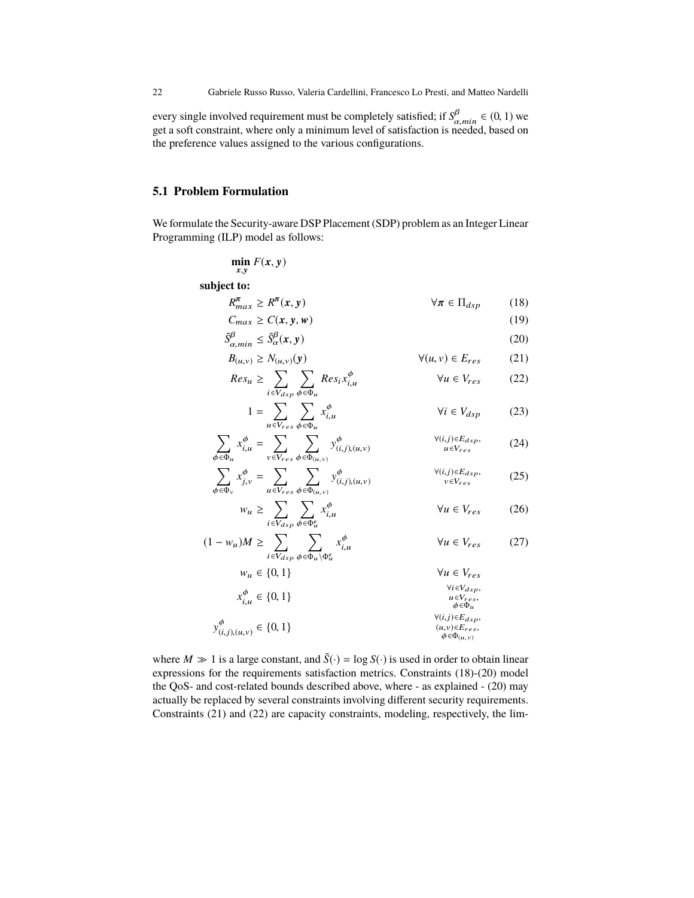every single involved requirement must be completely satisfied; if $S^{\beta}_{\alpha,min} \in (0, 1)$ we get a soft constraint, where only a minimum level of satisfaction is needed, based on the preference values assigned to the various configurations.

## 5.1 Problem Formulation

We formulate the Security-aware DSP Placement (SDP) problem as an Integer Linear Programming (ILP) model as follows:

$$\min_{\boldsymbol{x},\boldsymbol{y}} F(\boldsymbol{x}, \boldsymbol{y})$$

**subject to:**

$$R^{\boldsymbol{\pi}}_{max} \geq R^{\boldsymbol{\pi}}(\boldsymbol{x}, \boldsymbol{y}) \qquad \forall \boldsymbol{\pi} \in \Pi_{dsp} \tag{18}$$

$$C_{max} \geq C(\boldsymbol{x}, \boldsymbol{y}, \boldsymbol{w}) \tag{19}$$

$$\tilde{S}^{\beta}_{\alpha,min} \leq \tilde{S}^{\beta}_{\alpha}(\boldsymbol{x}, \boldsymbol{y}) \tag{20}$$

$$B_{(u,v)} \geq N_{(u,v)}(\boldsymbol{y}) \qquad \forall (u, v) \in E_{res} \tag{21}$$

$$Res_u \geq \sum_{i \in V_{dsp}} \sum_{\phi \in \Phi_u} Res_i x^{\phi}_{i,u} \qquad \forall u \in V_{res} \tag{22}$$

$$1 = \sum_{u \in V_{res}} \sum_{\phi \in \Phi_u} x^{\phi}_{i,u} \qquad \forall i \in V_{dsp} \tag{23}$$

$$\sum_{\phi \in \Phi_u} x^{\phi}_{i,u} = \sum_{v \in V_{res}} \sum_{\phi \in \Phi_{(u,v)}} y^{\phi}_{(i,j),(u,v)} \qquad \forall (i,j) \in E_{dsp}, u \in V_{res} \tag{24}$$

$$\sum_{\phi \in \Phi_v} x^{\phi}_{j,v} = \sum_{u \in V_{res}} \sum_{\phi \in \Phi_{(u,v)}} y^{\phi}_{(i,j),(u,v)} \qquad \forall (i,j) \in E_{dsp}, v \in V_{res} \tag{25}$$

$$w_u \geq \sum_{i \in V_{dsp}} \sum_{\phi \in \Phi^{\epsilon}_u} x^{\phi}_{i,u} \qquad \forall u \in V_{res} \tag{26}$$

$$(1 - w_u)M \geq \sum_{i \in V_{dsp}} \sum_{\phi \in \Phi_u \setminus \Phi^{\epsilon}_u} x^{\phi}_{i,u} \qquad \forall u \in V_{res} \tag{27}$$

$$w_u \in \{0, 1\} \qquad \forall u \in V_{res}$$

$$x^{\phi}_{i,u} \in \{0, 1\} \qquad \forall i \in V_{dsp}, u \in V_{res}, \phi \in \Phi_u$$

$$y^{\phi}_{(i,j),(u,v)} \in \{0, 1\} \qquad \forall (i,j) \in E_{dsp}, (u,v) \in E_{res}, \phi \in \Phi_{(u,v)}$$

where $M \gg 1$ is a large constant, and $\tilde{S}(\cdot) = \log S(\cdot)$ is used in order to obtain linear expressions for the requirements satisfaction metrics. Constraints (18)-(20) model the QoS- and cost-related bounds described above, where - as explained - (20) may actually be replaced by several constraints involving different security requirements. Constraints (21) and (22) are capacity constraints, modeling, respectively, the lim-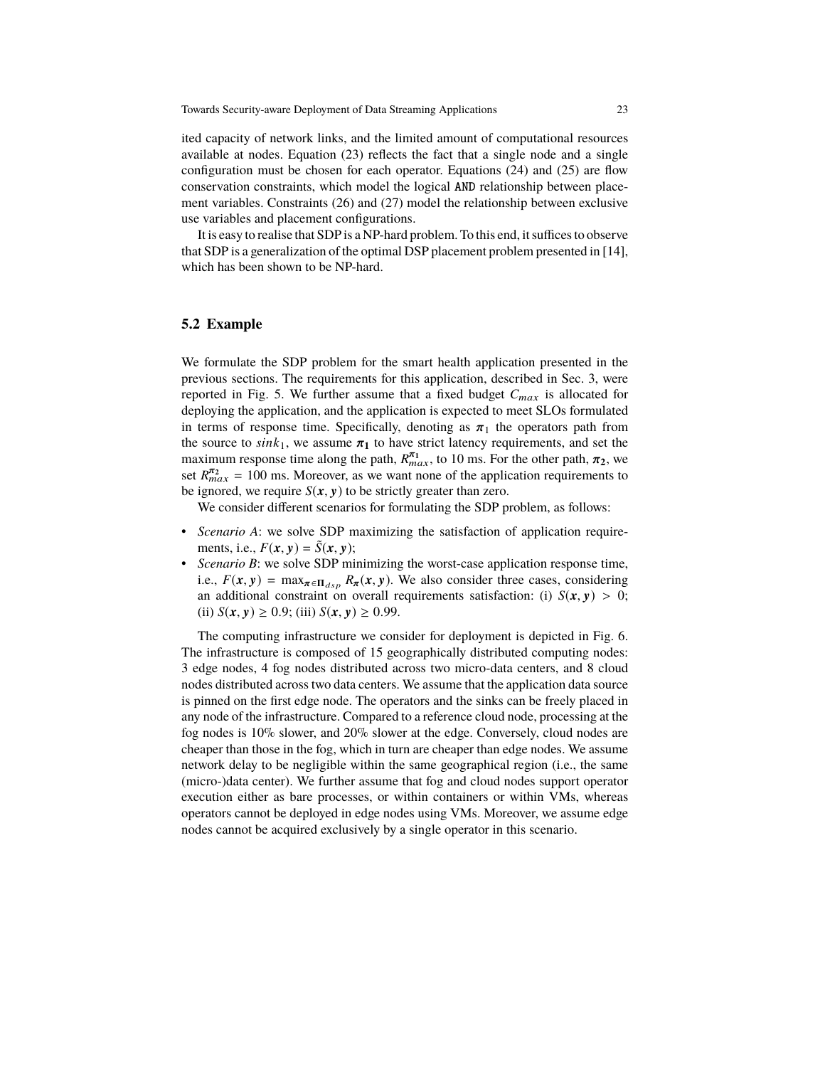ited capacity of network links, and the limited amount of computational resources available at nodes. Equation (23) reflects the fact that a single node and a single configuration must be chosen for each operator. Equations (24) and (25) are flow conservation constraints, which model the logical AND relationship between placement variables. Constraints (26) and (27) model the relationship between exclusive use variables and placement configurations.

It is easy to realise that SDP is a NP-hard problem. To this end, it suffices to observe that SDP is a generalization of the optimal DSP placement problem presented in [14], which has been shown to be NP-hard.

## 5.2 Example

We formulate the SDP problem for the smart health application presented in the previous sections. The requirements for this application, described in Sec. 3, were reported in Fig. 5. We further assume that a fixed budget $C_{max}$ is allocated for deploying the application, and the application is expected to meet SLOs formulated in terms of response time. Specifically, denoting as $\boldsymbol{\pi}_1$ the operators path from the source to $sink_1$, we assume $\boldsymbol{\pi_1}$ to have strict latency requirements, and set the maximum response time along the path, $R^{\boldsymbol{\pi_1}}_{max}$, to 10 ms. For the other path, $\boldsymbol{\pi_2}$, we set $R^{\boldsymbol{\pi_2}}_{max} = 100$ ms. Moreover, as we want none of the application requirements to be ignored, we require $S(\boldsymbol{x}, \boldsymbol{y})$ to be strictly greater than zero.

We consider different scenarios for formulating the SDP problem, as follows:

- *Scenario A*: we solve SDP maximizing the satisfaction of application requirements, i.e., $F(\boldsymbol{x}, \boldsymbol{y}) = \tilde{S}(\boldsymbol{x}, \boldsymbol{y})$;
- *Scenario B*: we solve SDP minimizing the worst-case application response time, i.e., $F(\boldsymbol{x}, \boldsymbol{y}) = \max_{\boldsymbol{\pi} \in \boldsymbol{\Pi}_{dsp}} R_{\boldsymbol{\pi}}(\boldsymbol{x}, \boldsymbol{y})$. We also consider three cases, considering an additional constraint on overall requirements satisfaction: (i) $S(\boldsymbol{x}, \boldsymbol{y}) > 0$; (ii) $S(\boldsymbol{x}, \boldsymbol{y}) \geq 0.9$; (iii) $S(\boldsymbol{x}, \boldsymbol{y}) \geq 0.99$.

The computing infrastructure we consider for deployment is depicted in Fig. 6. The infrastructure is composed of 15 geographically distributed computing nodes: 3 edge nodes, 4 fog nodes distributed across two micro-data centers, and 8 cloud nodes distributed across two data centers. We assume that the application data source is pinned on the first edge node. The operators and the sinks can be freely placed in any node of the infrastructure. Compared to a reference cloud node, processing at the fog nodes is 10% slower, and 20% slower at the edge. Conversely, cloud nodes are cheaper than those in the fog, which in turn are cheaper than edge nodes. We assume network delay to be negligible within the same geographical region (i.e., the same (micro-)data center). We further assume that fog and cloud nodes support operator execution either as bare processes, or within containers or within VMs, whereas operators cannot be deployed in edge nodes using VMs. Moreover, we assume edge nodes cannot be acquired exclusively by a single operator in this scenario.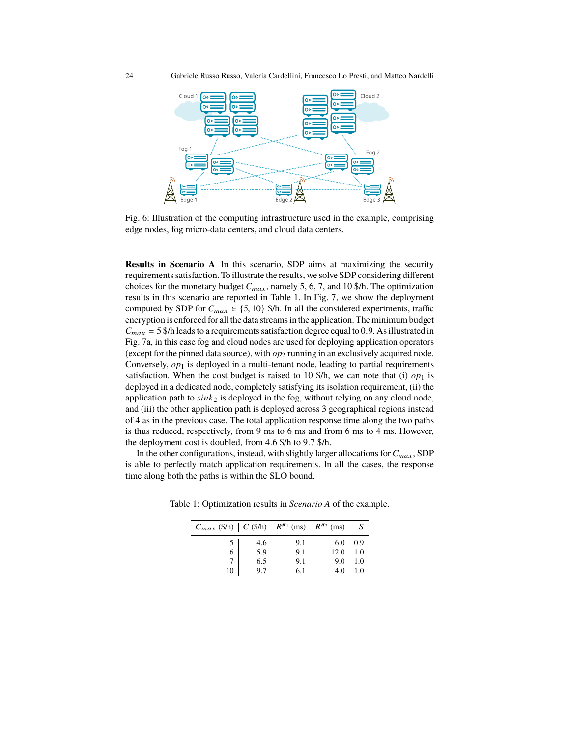Fig. 6: Illustration of the computing infrastructure used in the example, comprising edge nodes, fog micro-data centers, and cloud data centers.

**Results in Scenario A** In this scenario, SDP aims at maximizing the security requirements satisfaction. To illustrate the results, we solve SDP considering different choices for the monetary budget $C_{max}$, namely 5, 6, 7, and 10 \$/h. The optimization results in this scenario are reported in Table 1. In Fig. 7, we show the deployment computed by SDP for $C_{max} \in \{5, 10\}$ \$/h. In all the considered experiments, traffic encryption is enforced for all the data streams in the application. The minimum budget $C_{max} = 5$ \$/h leads to a requirements satisfaction degree equal to 0.9. As illustrated in Fig. 7a, in this case fog and cloud nodes are used for deploying application operators (except for the pinned data source), with $op_2$ running in an exclusively acquired node. Conversely, $op_1$ is deployed in a multi-tenant node, leading to partial requirements satisfaction. When the cost budget is raised to 10 \$/h, we can note that (i) $op_1$ is deployed in a dedicated node, completely satisfying its isolation requirement, (ii) the application path to $sink_2$ is deployed in the fog, without relying on any cloud node, and (iii) the other application path is deployed across 3 geographical regions instead of 4 as in the previous case. The total application response time along the two paths is thus reduced, respectively, from 9 ms to 6 ms and from 6 ms to 4 ms. However, the deployment cost is doubled, from 4.6 \$/h to 9.7 \$/h.

In the other configurations, instead, with slightly larger allocations for $C_{max}$, SDP is able to perfectly match application requirements. In all the cases, the response time along both the paths is within the SLO bound.

Table 1: Optimization results in *Scenario A* of the example.

| $C_{max}$ (\$/h) | $C$ (\$/h) | $R^{\pi_1}$ (ms) | $R^{\pi_2}$ (ms) | $S$ |
|---|---|---|---|---|
| 5 | 4.6 | 9.1 | 6.0 | 0.9 |
| 6 | 5.9 | 9.1 | 12.0 | 1.0 |
| 7 | 6.5 | 9.1 | 9.0 | 1.0 |
| 10 | 9.7 | 6.1 | 4.0 | 1.0 |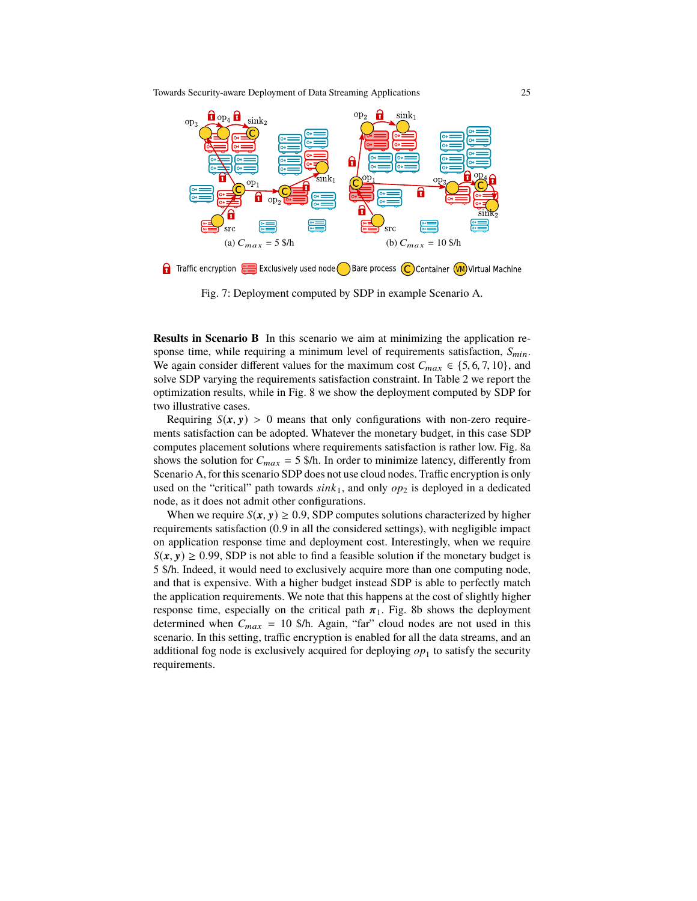(a) $C_{max}$ = 5 \$/h

(b) $C_{max}$ = 10 \$/h

Traffic encryption | Exclusively used node | Bare process | Container | Virtual Machine

Fig. 7: Deployment computed by SDP in example Scenario A.

**Results in Scenario B** In this scenario we aim at minimizing the application response time, while requiring a minimum level of requirements satisfaction, $S_{min}$. We again consider different values for the maximum cost $C_{max} \in \{5, 6, 7, 10\}$, and solve SDP varying the requirements satisfaction constraint. In Table 2 we report the optimization results, while in Fig. 8 we show the deployment computed by SDP for two illustrative cases.

Requiring $S(\boldsymbol{x}, \boldsymbol{y}) > 0$ means that only configurations with non-zero requirements satisfaction can be adopted. Whatever the monetary budget, in this case SDP computes placement solutions where requirements satisfaction is rather low. Fig. 8a shows the solution for $C_{max}$ = 5 \$/h. In order to minimize latency, differently from Scenario A, for this scenario SDP does not use cloud nodes. Traffic encryption is only used on the "critical" path towards $sink_1$, and only $op_2$ is deployed in a dedicated node, as it does not admit other configurations.

When we require $S(\boldsymbol{x}, \boldsymbol{y}) \geq 0.9$, SDP computes solutions characterized by higher requirements satisfaction (0.9 in all the considered settings), with negligible impact on application response time and deployment cost. Interestingly, when we require $S(\boldsymbol{x}, \boldsymbol{y}) \geq 0.99$, SDP is not able to find a feasible solution if the monetary budget is 5 \$/h. Indeed, it would need to exclusively acquire more than one computing node, and that is expensive. With a higher budget instead SDP is able to perfectly match the application requirements. We note that this happens at the cost of slightly higher response time, especially on the critical path $\boldsymbol{\pi}_1$. Fig. 8b shows the deployment determined when $C_{max}$ = 10 \$/h. Again, "far" cloud nodes are not used in this scenario. In this setting, traffic encryption is enabled for all the data streams, and an additional fog node is exclusively acquired for deploying $op_1$ to satisfy the security requirements.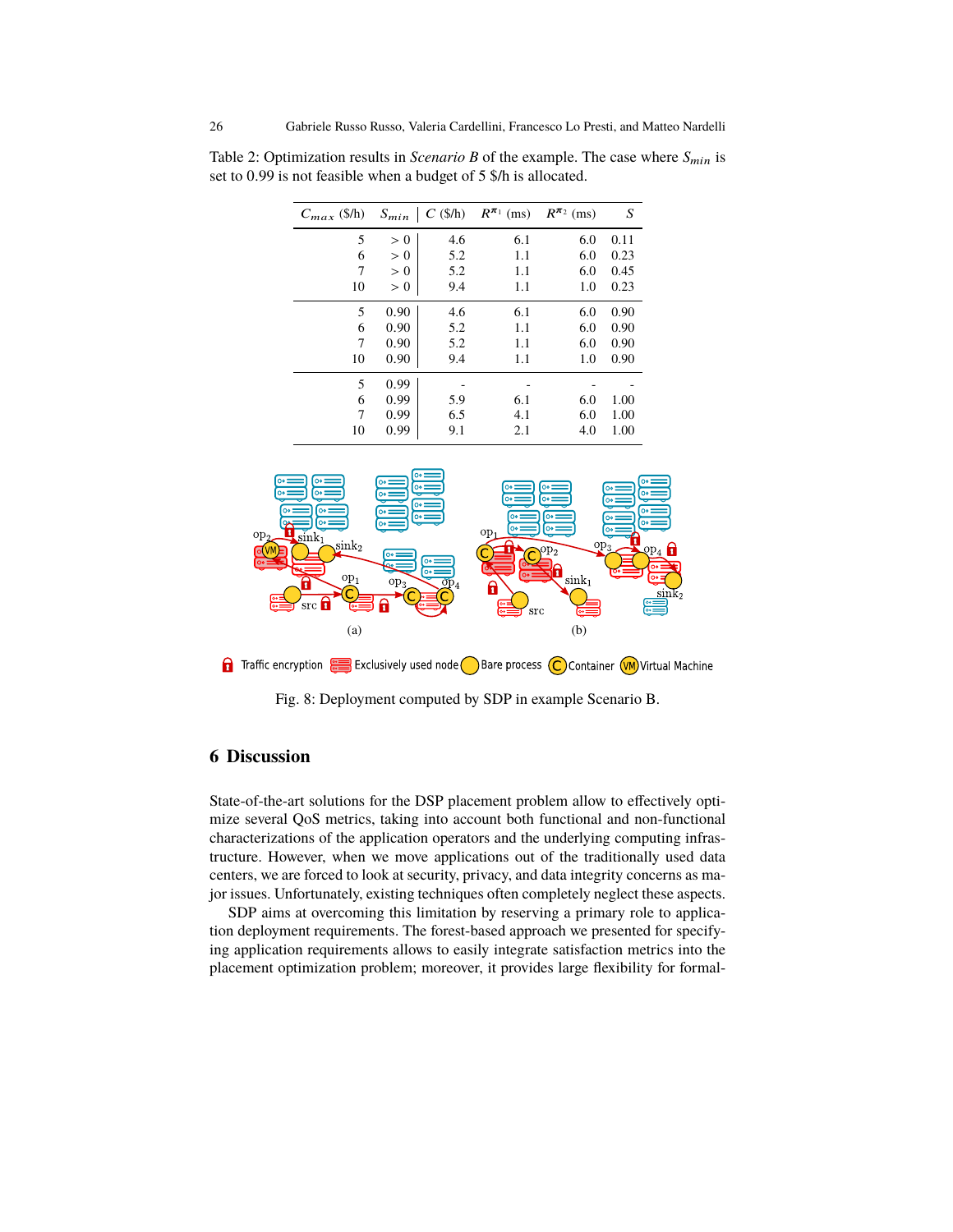Table 2: Optimization results in *Scenario B* of the example. The case where $S_{min}$ is set to 0.99 is not feasible when a budget of 5 \$/h is allocated.

| $C_{max}$ (\$/h) | $S_{min}$ | $C$ (\$/h) | $R^{\pi_1}$ (ms) | $R^{\pi_2}$ (ms) | $S$ |
|---|---|---|---|---|---|
| 5 | $> 0$ | 4.6 | 6.1 | 6.0 | 0.11 |
| 6 | $> 0$ | 5.2 | 1.1 | 6.0 | 0.23 |
| 7 | $> 0$ | 5.2 | 1.1 | 6.0 | 0.45 |
| 10 | $> 0$ | 9.4 | 1.1 | 1.0 | 0.23 |
| 5 | 0.90 | 4.6 | 6.1 | 6.0 | 0.90 |
| 6 | 0.90 | 5.2 | 1.1 | 6.0 | 0.90 |
| 7 | 0.90 | 5.2 | 1.1 | 6.0 | 0.90 |
| 10 | 0.90 | 9.4 | 1.1 | 1.0 | 0.90 |
| 5 | 0.99 | - | - | - | - |
| 6 | 0.99 | 5.9 | 6.1 | 6.0 | 1.00 |
| 7 | 0.99 | 6.5 | 4.1 | 6.0 | 1.00 |
| 10 | 0.99 | 9.1 | 2.1 | 4.0 | 1.00 |

Fig. 8: Deployment computed by SDP in example Scenario B.

## 6 Discussion

State-of-the-art solutions for the DSP placement problem allow to effectively optimize several QoS metrics, taking into account both functional and non-functional characterizations of the application operators and the underlying computing infrastructure. However, when we move applications out of the traditionally used data centers, we are forced to look at security, privacy, and data integrity concerns as major issues. Unfortunately, existing techniques often completely neglect these aspects.

SDP aims at overcoming this limitation by reserving a primary role to application deployment requirements. The forest-based approach we presented for specifying application requirements allows to easily integrate satisfaction metrics into the placement optimization problem; moreover, it provides large flexibility for formal-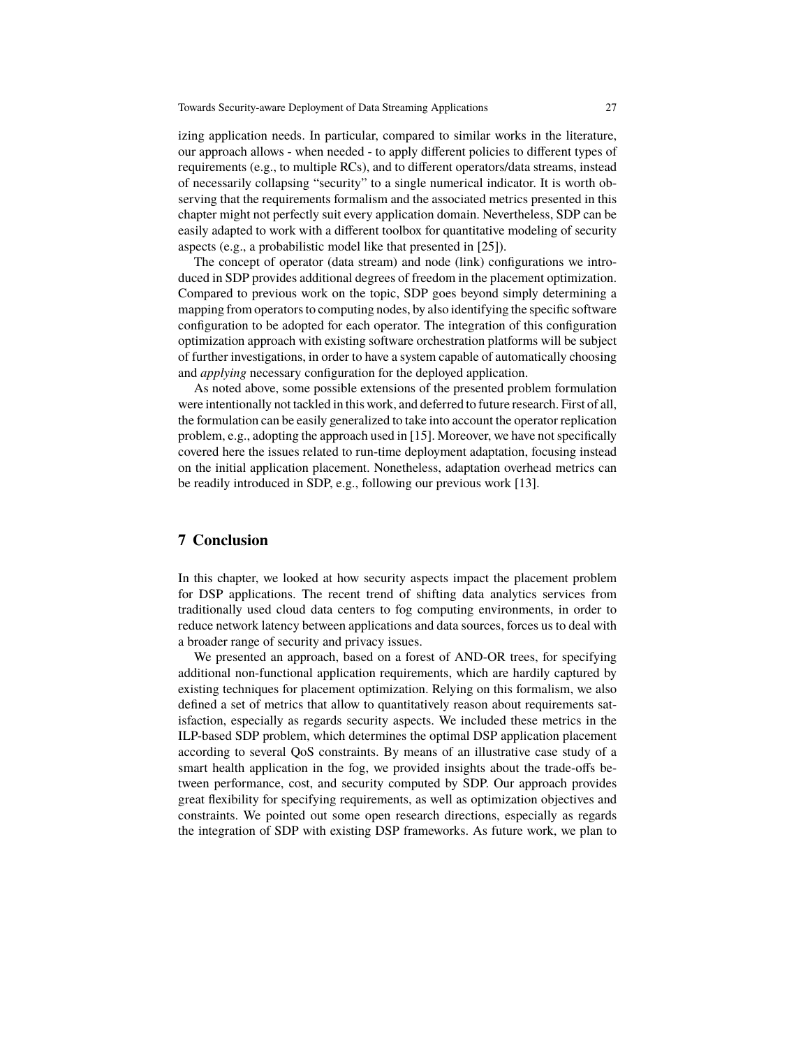izing application needs. In particular, compared to similar works in the literature, our approach allows - when needed - to apply different policies to different types of requirements (e.g., to multiple RCs), and to different operators/data streams, instead of necessarily collapsing "security" to a single numerical indicator. It is worth observing that the requirements formalism and the associated metrics presented in this chapter might not perfectly suit every application domain. Nevertheless, SDP can be easily adapted to work with a different toolbox for quantitative modeling of security aspects (e.g., a probabilistic model like that presented in [25]).

The concept of operator (data stream) and node (link) configurations we introduced in SDP provides additional degrees of freedom in the placement optimization. Compared to previous work on the topic, SDP goes beyond simply determining a mapping from operators to computing nodes, by also identifying the specific software configuration to be adopted for each operator. The integration of this configuration optimization approach with existing software orchestration platforms will be subject of further investigations, in order to have a system capable of automatically choosing and *applying* necessary configuration for the deployed application.

As noted above, some possible extensions of the presented problem formulation were intentionally not tackled in this work, and deferred to future research. First of all, the formulation can be easily generalized to take into account the operator replication problem, e.g., adopting the approach used in [15]. Moreover, we have not specifically covered here the issues related to run-time deployment adaptation, focusing instead on the initial application placement. Nonetheless, adaptation overhead metrics can be readily introduced in SDP, e.g., following our previous work [13].

## 7 Conclusion

In this chapter, we looked at how security aspects impact the placement problem for DSP applications. The recent trend of shifting data analytics services from traditionally used cloud data centers to fog computing environments, in order to reduce network latency between applications and data sources, forces us to deal with a broader range of security and privacy issues.

We presented an approach, based on a forest of AND-OR trees, for specifying additional non-functional application requirements, which are hardily captured by existing techniques for placement optimization. Relying on this formalism, we also defined a set of metrics that allow to quantitatively reason about requirements satisfaction, especially as regards security aspects. We included these metrics in the ILP-based SDP problem, which determines the optimal DSP application placement according to several QoS constraints. By means of an illustrative case study of a smart health application in the fog, we provided insights about the trade-offs between performance, cost, and security computed by SDP. Our approach provides great flexibility for specifying requirements, as well as optimization objectives and constraints. We pointed out some open research directions, especially as regards the integration of SDP with existing DSP frameworks. As future work, we plan to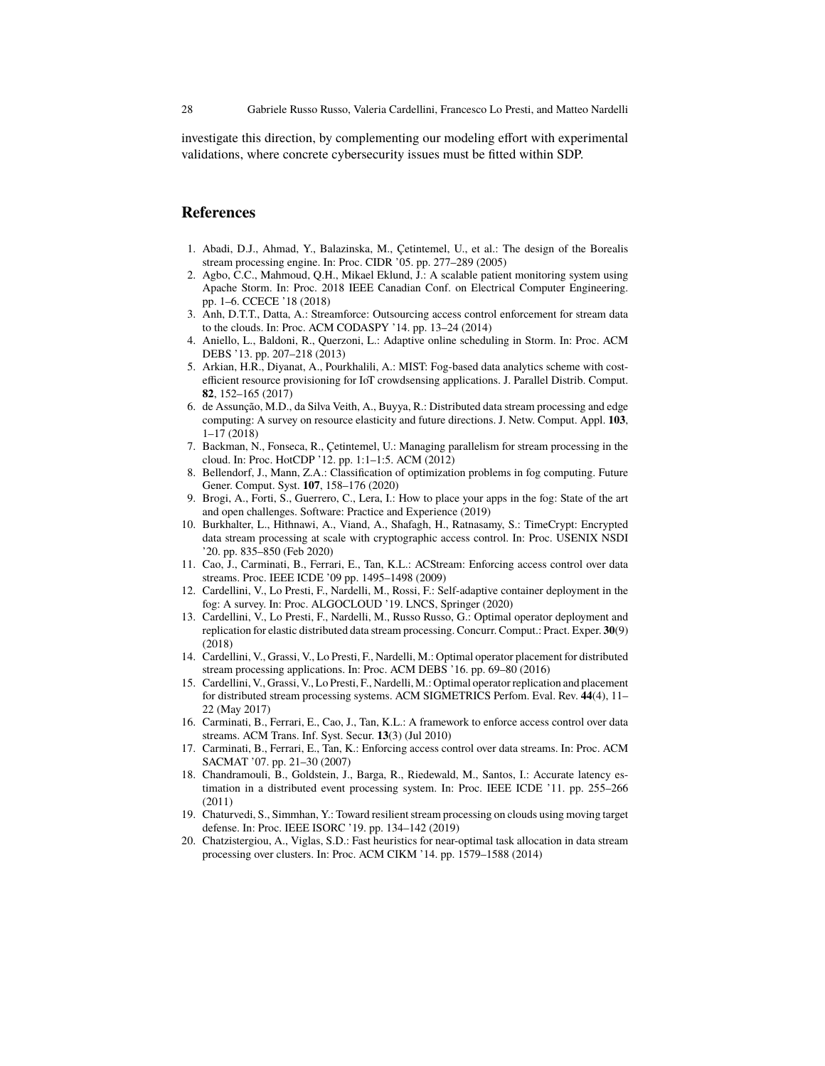investigate this direction, by complementing our modeling effort with experimental validations, where concrete cybersecurity issues must be fitted within SDP.

## References

1. Abadi, D.J., Ahmad, Y., Balazinska, M., Çetintemel, U., et al.: The design of the Borealis stream processing engine. In: Proc. CIDR '05. pp. 277–289 (2005)
2. Agbo, C.C., Mahmoud, Q.H., Mikael Eklund, J.: A scalable patient monitoring system using Apache Storm. In: Proc. 2018 IEEE Canadian Conf. on Electrical Computer Engineering. pp. 1–6. CCECE '18 (2018)
3. Anh, D.T.T., Datta, A.: Streamforce: Outsourcing access control enforcement for stream data to the clouds. In: Proc. ACM CODASPY '14. pp. 13–24 (2014)
4. Aniello, L., Baldoni, R., Querzoni, L.: Adaptive online scheduling in Storm. In: Proc. ACM DEBS '13. pp. 207–218 (2013)
5. Arkian, H.R., Diyanat, A., Pourkhalili, A.: MIST: Fog-based data analytics scheme with cost-efficient resource provisioning for IoT crowdsensing applications. J. Parallel Distrib. Comput. **82**, 152–165 (2017)
6. de Assunção, M.D., da Silva Veith, A., Buyya, R.: Distributed data stream processing and edge computing: A survey on resource elasticity and future directions. J. Netw. Comput. Appl. **103**, 1–17 (2018)
7. Backman, N., Fonseca, R., Çetintemel, U.: Managing parallelism for stream processing in the cloud. In: Proc. HotCDP '12. pp. 1:1–1:5. ACM (2012)
8. Bellendorf, J., Mann, Z.A.: Classification of optimization problems in fog computing. Future Gener. Comput. Syst. **107**, 158–176 (2020)
9. Brogi, A., Forti, S., Guerrero, C., Lera, I.: How to place your apps in the fog: State of the art and open challenges. Software: Practice and Experience (2019)
10. Burkhalter, L., Hithnawi, A., Viand, A., Shafagh, H., Ratnasamy, S.: TimeCrypt: Encrypted data stream processing at scale with cryptographic access control. In: Proc. USENIX NSDI '20. pp. 835–850 (Feb 2020)
11. Cao, J., Carminati, B., Ferrari, E., Tan, K.L.: ACStream: Enforcing access control over data streams. Proc. IEEE ICDE '09 pp. 1495–1498 (2009)
12. Cardellini, V., Lo Presti, F., Nardelli, M., Rossi, F.: Self-adaptive container deployment in the fog: A survey. In: Proc. ALGOCLOUD '19. LNCS, Springer (2020)
13. Cardellini, V., Lo Presti, F., Nardelli, M., Russo Russo, G.: Optimal operator deployment and replication for elastic distributed data stream processing. Concurr. Comput.: Pract. Exper. **30**(9) (2018)
14. Cardellini, V., Grassi, V., Lo Presti, F., Nardelli, M.: Optimal operator placement for distributed stream processing applications. In: Proc. ACM DEBS '16. pp. 69–80 (2016)
15. Cardellini, V., Grassi, V., Lo Presti, F., Nardelli, M.: Optimal operator replication and placement for distributed stream processing systems. ACM SIGMETRICS Perfom. Eval. Rev. **44**(4), 11–22 (May 2017)
16. Carminati, B., Ferrari, E., Cao, J., Tan, K.L.: A framework to enforce access control over data streams. ACM Trans. Inf. Syst. Secur. **13**(3) (Jul 2010)
17. Carminati, B., Ferrari, E., Tan, K.: Enforcing access control over data streams. In: Proc. ACM SACMAT '07. pp. 21–30 (2007)
18. Chandramouli, B., Goldstein, J., Barga, R., Riedewald, M., Santos, I.: Accurate latency estimation in a distributed event processing system. In: Proc. IEEE ICDE '11. pp. 255–266 (2011)
19. Chaturvedi, S., Simmhan, Y.: Toward resilient stream processing on clouds using moving target defense. In: Proc. IEEE ISORC '19. pp. 134–142 (2019)
20. Chatzistergiou, A., Viglas, S.D.: Fast heuristics for near-optimal task allocation in data stream processing over clusters. In: Proc. ACM CIKM '14. pp. 1579–1588 (2014)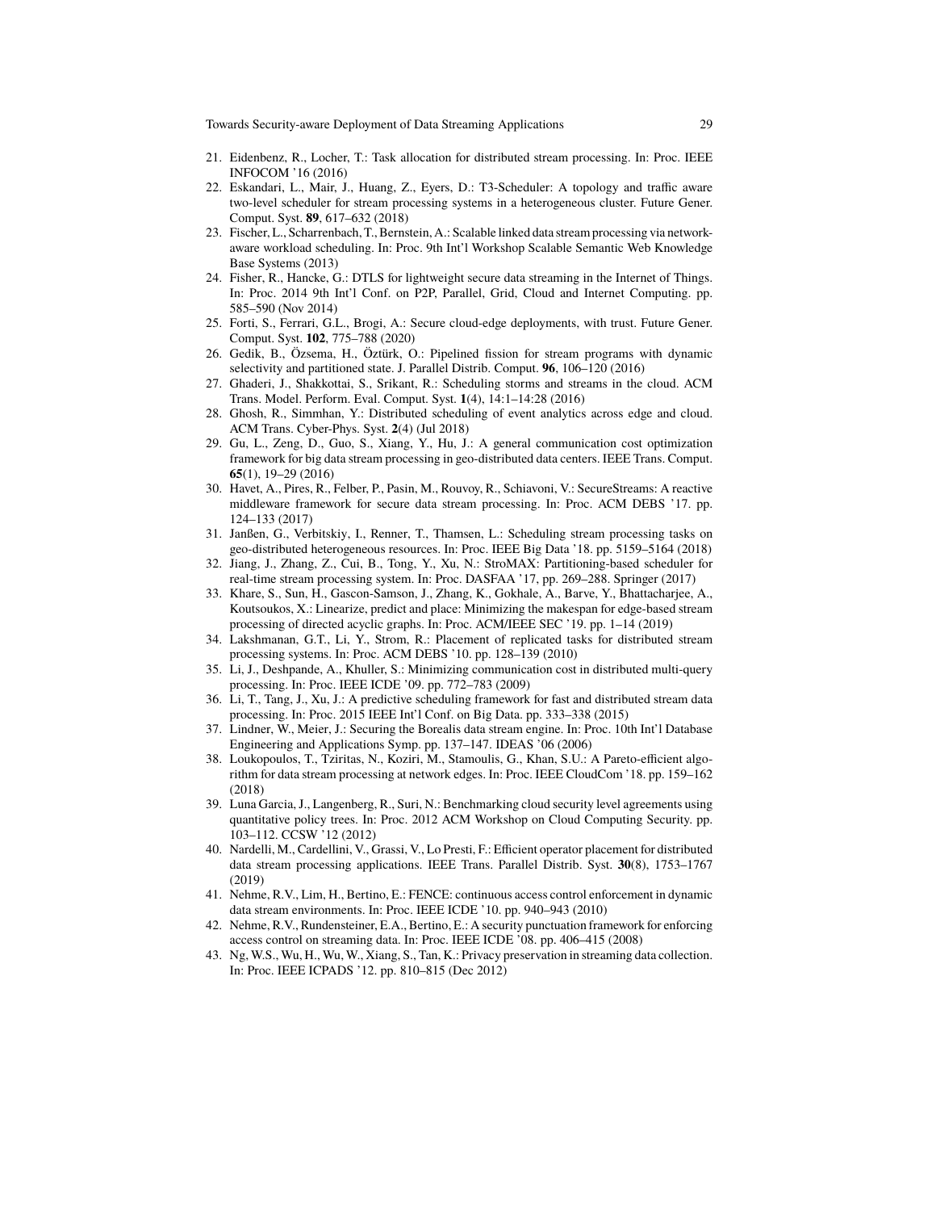21. Eidenbenz, R., Locher, T.: Task allocation for distributed stream processing. In: Proc. IEEE INFOCOM '16 (2016)
22. Eskandari, L., Mair, J., Huang, Z., Eyers, D.: T3-Scheduler: A topology and traffic aware two-level scheduler for stream processing systems in a heterogeneous cluster. Future Gener. Comput. Syst. **89**, 617–632 (2018)
23. Fischer, L., Scharrenbach, T., Bernstein, A.: Scalable linked data stream processing via network-aware workload scheduling. In: Proc. 9th Int'l Workshop Scalable Semantic Web Knowledge Base Systems (2013)
24. Fisher, R., Hancke, G.: DTLS for lightweight secure data streaming in the Internet of Things. In: Proc. 2014 9th Int'l Conf. on P2P, Parallel, Grid, Cloud and Internet Computing. pp. 585–590 (Nov 2014)
25. Forti, S., Ferrari, G.L., Brogi, A.: Secure cloud-edge deployments, with trust. Future Gener. Comput. Syst. **102**, 775–788 (2020)
26. Gedik, B., Özsema, H., Öztürk, O.: Pipelined fission for stream programs with dynamic selectivity and partitioned state. J. Parallel Distrib. Comput. **96**, 106–120 (2016)
27. Ghaderi, J., Shakkottai, S., Srikant, R.: Scheduling storms and streams in the cloud. ACM Trans. Model. Perform. Eval. Comput. Syst. **1**(4), 14:1–14:28 (2016)
28. Ghosh, R., Simmhan, Y.: Distributed scheduling of event analytics across edge and cloud. ACM Trans. Cyber-Phys. Syst. **2**(4) (Jul 2018)
29. Gu, L., Zeng, D., Guo, S., Xiang, Y., Hu, J.: A general communication cost optimization framework for big data stream processing in geo-distributed data centers. IEEE Trans. Comput. **65**(1), 19–29 (2016)
30. Havet, A., Pires, R., Felber, P., Pasin, M., Rouvoy, R., Schiavoni, V.: SecureStreams: A reactive middleware framework for secure data stream processing. In: Proc. ACM DEBS '17. pp. 124–133 (2017)
31. Janßen, G., Verbitskiy, I., Renner, T., Thamsen, L.: Scheduling stream processing tasks on geo-distributed heterogeneous resources. In: Proc. IEEE Big Data '18. pp. 5159–5164 (2018)
32. Jiang, J., Zhang, Z., Cui, B., Tong, Y., Xu, N.: StroMAX: Partitioning-based scheduler for real-time stream processing system. In: Proc. DASFAA '17, pp. 269–288. Springer (2017)
33. Khare, S., Sun, H., Gascon-Samson, J., Zhang, K., Gokhale, A., Barve, Y., Bhattacharjee, A., Koutsoukos, X.: Linearize, predict and place: Minimizing the makespan for edge-based stream processing of directed acyclic graphs. In: Proc. ACM/IEEE SEC '19. pp. 1–14 (2019)
34. Lakshmanan, G.T., Li, Y., Strom, R.: Placement of replicated tasks for distributed stream processing systems. In: Proc. ACM DEBS '10. pp. 128–139 (2010)
35. Li, J., Deshpande, A., Khuller, S.: Minimizing communication cost in distributed multi-query processing. In: Proc. IEEE ICDE '09. pp. 772–783 (2009)
36. Li, T., Tang, J., Xu, J.: A predictive scheduling framework for fast and distributed stream data processing. In: Proc. 2015 IEEE Int'l Conf. on Big Data. pp. 333–338 (2015)
37. Lindner, W., Meier, J.: Securing the Borealis data stream engine. In: Proc. 10th Int'l Database Engineering and Applications Symp. pp. 137–147. IDEAS '06 (2006)
38. Loukopoulos, T., Tziritas, N., Koziri, M., Stamoulis, G., Khan, S.U.: A Pareto-efficient algorithm for data stream processing at network edges. In: Proc. IEEE CloudCom '18. pp. 159–162 (2018)
39. Luna Garcia, J., Langenberg, R., Suri, N.: Benchmarking cloud security level agreements using quantitative policy trees. In: Proc. 2012 ACM Workshop on Cloud Computing Security. pp. 103–112. CCSW '12 (2012)
40. Nardelli, M., Cardellini, V., Grassi, V., Lo Presti, F.: Efficient operator placement for distributed data stream processing applications. IEEE Trans. Parallel Distrib. Syst. **30**(8), 1753–1767 (2019)
41. Nehme, R.V., Lim, H., Bertino, E.: FENCE: continuous access control enforcement in dynamic data stream environments. In: Proc. IEEE ICDE '10. pp. 940–943 (2010)
42. Nehme, R.V., Rundensteiner, E.A., Bertino, E.: A security punctuation framework for enforcing access control on streaming data. In: Proc. IEEE ICDE '08. pp. 406–415 (2008)
43. Ng, W.S., Wu, H., Wu, W., Xiang, S., Tan, K.: Privacy preservation in streaming data collection. In: Proc. IEEE ICPADS '12. pp. 810–815 (Dec 2012)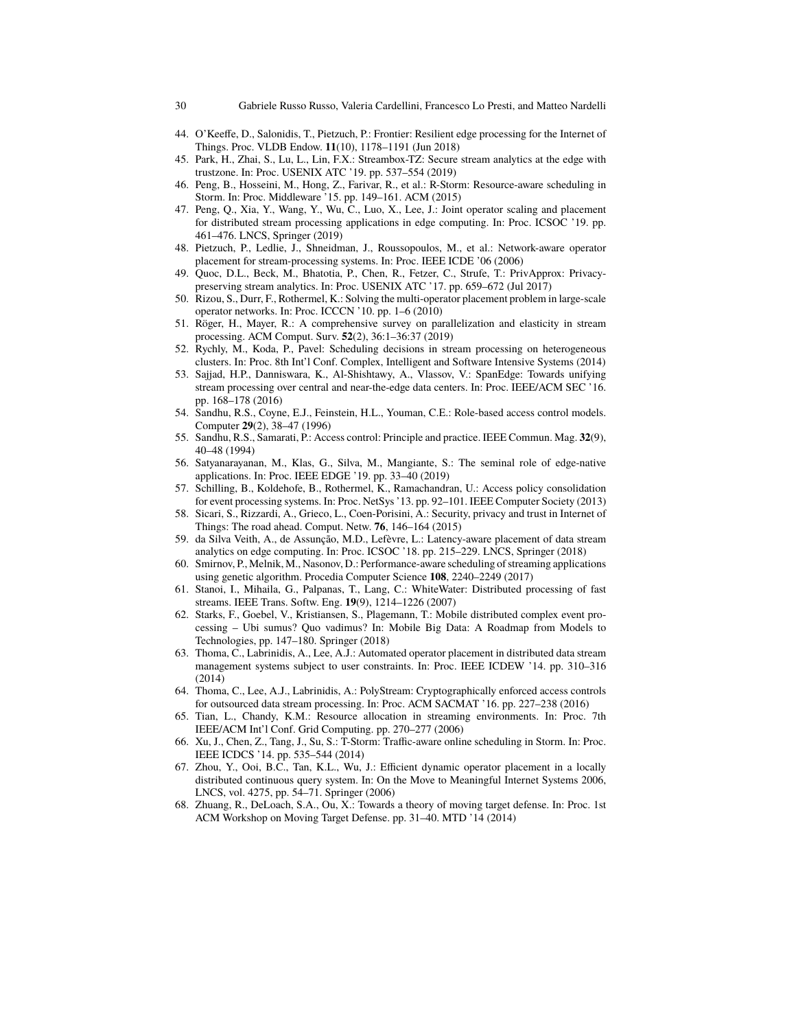44. O'Keeffe, D., Salonidis, T., Pietzuch, P.: Frontier: Resilient edge processing for the Internet of Things. Proc. VLDB Endow. **11**(10), 1178–1191 (Jun 2018)
45. Park, H., Zhai, S., Lu, L., Lin, F.X.: Streambox-TZ: Secure stream analytics at the edge with trustzone. In: Proc. USENIX ATC '19. pp. 537–554 (2019)
46. Peng, B., Hosseini, M., Hong, Z., Farivar, R., et al.: R-Storm: Resource-aware scheduling in Storm. In: Proc. Middleware '15. pp. 149–161. ACM (2015)
47. Peng, Q., Xia, Y., Wang, Y., Wu, C., Luo, X., Lee, J.: Joint operator scaling and placement for distributed stream processing applications in edge computing. In: Proc. ICSOC '19. pp. 461–476. LNCS, Springer (2019)
48. Pietzuch, P., Ledlie, J., Shneidman, J., Roussopoulos, M., et al.: Network-aware operator placement for stream-processing systems. In: Proc. IEEE ICDE '06 (2006)
49. Quoc, D.L., Beck, M., Bhatotia, P., Chen, R., Fetzer, C., Strufe, T.: PrivApprox: Privacy-preserving stream analytics. In: Proc. USENIX ATC '17. pp. 659–672 (Jul 2017)
50. Rizou, S., Durr, F., Rothermel, K.: Solving the multi-operator placement problem in large-scale operator networks. In: Proc. ICCCN '10. pp. 1–6 (2010)
51. Röger, H., Mayer, R.: A comprehensive survey on parallelization and elasticity in stream processing. ACM Comput. Surv. **52**(2), 36:1–36:37 (2019)
52. Rychly, M., Koda, P., Pavel: Scheduling decisions in stream processing on heterogeneous clusters. In: Proc. 8th Int'l Conf. Complex, Intelligent and Software Intensive Systems (2014)
53. Sajjad, H.P., Danniswara, K., Al-Shishtawy, A., Vlassov, V.: SpanEdge: Towards unifying stream processing over central and near-the-edge data centers. In: Proc. IEEE/ACM SEC '16. pp. 168–178 (2016)
54. Sandhu, R.S., Coyne, E.J., Feinstein, H.L., Youman, C.E.: Role-based access control models. Computer **29**(2), 38–47 (1996)
55. Sandhu, R.S., Samarati, P.: Access control: Principle and practice. IEEE Commun. Mag. **32**(9), 40–48 (1994)
56. Satyanarayanan, M., Klas, G., Silva, M., Mangiante, S.: The seminal role of edge-native applications. In: Proc. IEEE EDGE '19. pp. 33–40 (2019)
57. Schilling, B., Koldehofe, B., Rothermel, K., Ramachandran, U.: Access policy consolidation for event processing systems. In: Proc. NetSys '13. pp. 92–101. IEEE Computer Society (2013)
58. Sicari, S., Rizzardi, A., Grieco, L., Coen-Porisini, A.: Security, privacy and trust in Internet of Things: The road ahead. Comput. Netw. **76**, 146–164 (2015)
59. da Silva Veith, A., de Assunção, M.D., Lefèvre, L.: Latency-aware placement of data stream analytics on edge computing. In: Proc. ICSOC '18. pp. 215–229. LNCS, Springer (2018)
60. Smirnov, P., Melnik, M., Nasonov, D.: Performance-aware scheduling of streaming applications using genetic algorithm. Procedia Computer Science **108**, 2240–2249 (2017)
61. Stanoi, I., Mihaila, G., Palpanas, T., Lang, C.: WhiteWater: Distributed processing of fast streams. IEEE Trans. Softw. Eng. **19**(9), 1214–1226 (2007)
62. Starks, F., Goebel, V., Kristiansen, S., Plagemann, T.: Mobile distributed complex event processing – Ubi sumus? Quo vadimus? In: Mobile Big Data: A Roadmap from Models to Technologies, pp. 147–180. Springer (2018)
63. Thoma, C., Labrinidis, A., Lee, A.J.: Automated operator placement in distributed data stream management systems subject to user constraints. In: Proc. IEEE ICDEW '14. pp. 310–316 (2014)
64. Thoma, C., Lee, A.J., Labrinidis, A.: PolyStream: Cryptographically enforced access controls for outsourced data stream processing. In: Proc. ACM SACMAT '16. pp. 227–238 (2016)
65. Tian, L., Chandy, K.M.: Resource allocation in streaming environments. In: Proc. 7th IEEE/ACM Int'l Conf. Grid Computing. pp. 270–277 (2006)
66. Xu, J., Chen, Z., Tang, J., Su, S.: T-Storm: Traffic-aware online scheduling in Storm. In: Proc. IEEE ICDCS '14. pp. 535–544 (2014)
67. Zhou, Y., Ooi, B.C., Tan, K.L., Wu, J.: Efficient dynamic operator placement in a locally distributed continuous query system. In: On the Move to Meaningful Internet Systems 2006, LNCS, vol. 4275, pp. 54–71. Springer (2006)
68. Zhuang, R., DeLoach, S.A., Ou, X.: Towards a theory of moving target defense. In: Proc. 1st ACM Workshop on Moving Target Defense. pp. 31–40. MTD '14 (2014)